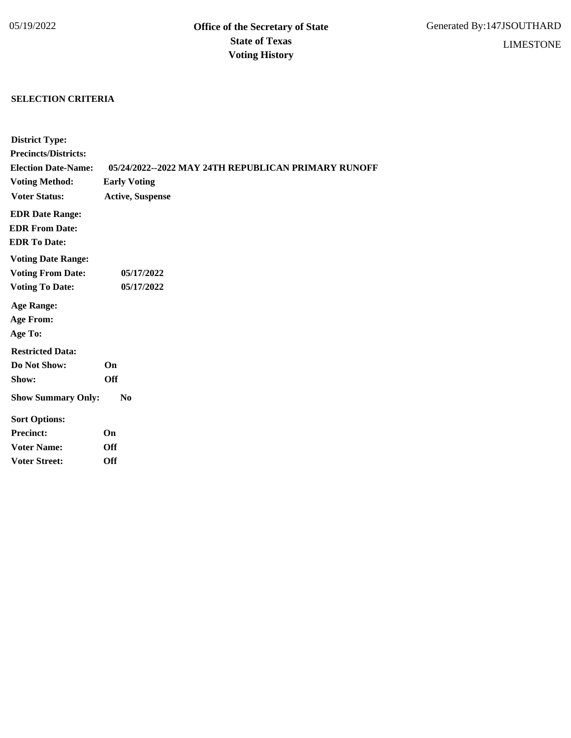05/19/2022

# Office of the Secretary of State
# State of Texas
# Voting History

Generated By:147JSOUTHARD

LIMESTONE

**SELECTION CRITERIA**

**District Type:**
**Precincts/Districts:**
**Election Date-Name:** **05/24/2022--2022 MAY 24TH REPUBLICAN PRIMARY RUNOFF**
**Voting Method:** **Early Voting**
**Voter Status:** **Active, Suspense**

**EDR Date Range:**
**EDR From Date:**
**EDR To Date:**

**Voting Date Range:**
**Voting From Date:** **05/17/2022**
**Voting To Date:** **05/17/2022**

**Age Range:**
**Age From:**
**Age To:**

**Restricted Data:**
**Do Not Show:** **On**
**Show:** **Off**

**Show Summary Only:** **No**

**Sort Options:**
**Precinct:** **On**
**Voter Name:** **Off**
**Voter Street:** **Off**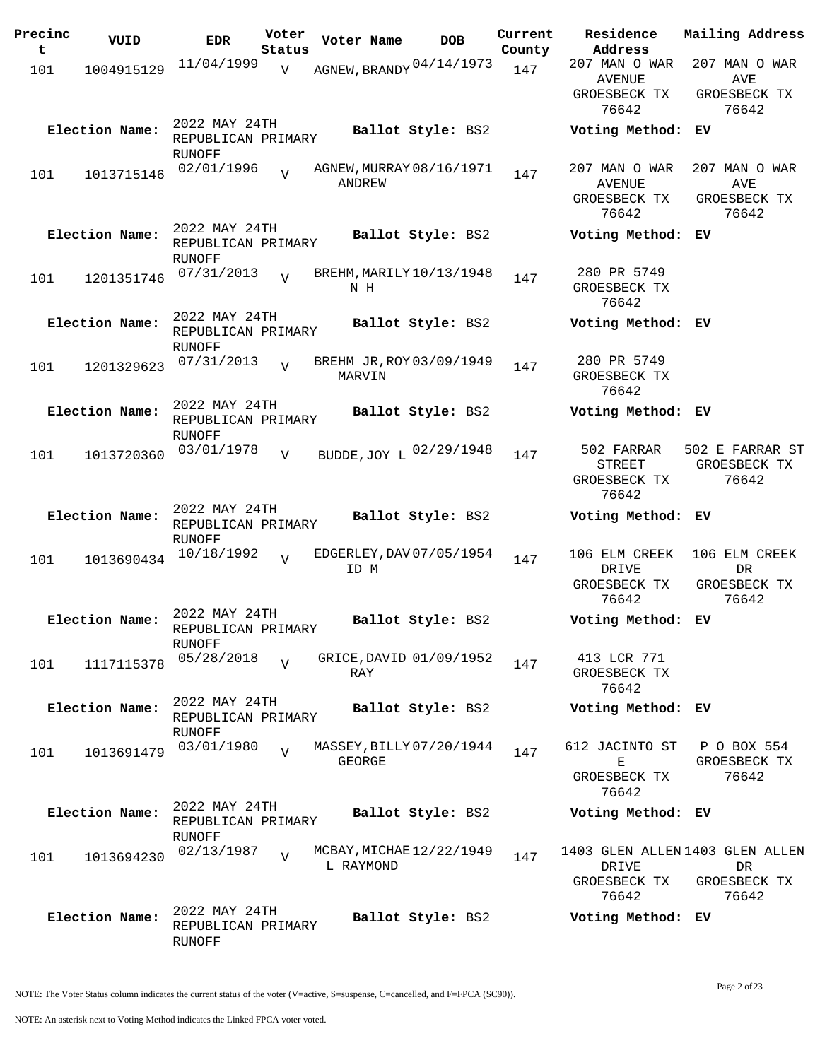| Precinct | VUID | EDR | Voter Status | Voter Name | DOB | Current County | Residence Address | Mailing Address |
|---|---|---|---|---|---|---|---|---|
| 101 | 1004915129 | 11/04/1999 | V | AGNEW, BRANDY | 04/14/1973 | 147 | 207 MAN O WAR AVENUE GROESBECK TX 76642 | 207 MAN O WAR AVE GROESBECK TX 76642 |
| **Election Name:** | | 2022 MAY 24TH REPUBLICAN PRIMARY RUNOFF | | **Ballot Style:** BS2 | | | **Voting Method:** | **EV** |
| 101 | 1013715146 | 02/01/1996 | V | AGNEW, MURRAY ANDREW | 08/16/1971 | 147 | 207 MAN O WAR AVENUE GROESBECK TX 76642 | 207 MAN O WAR AVE GROESBECK TX 76642 |
| **Election Name:** | | 2022 MAY 24TH REPUBLICAN PRIMARY RUNOFF | | **Ballot Style:** BS2 | | | **Voting Method:** | **EV** |
| 101 | 1201351746 | 07/31/2013 | V | BREHM, MARILYN H | 10/13/1948 | 147 | 280 PR 5749 GROESBECK TX 76642 | |
| **Election Name:** | | 2022 MAY 24TH REPUBLICAN PRIMARY RUNOFF | | **Ballot Style:** BS2 | | | **Voting Method:** | **EV** |
| 101 | 1201329623 | 07/31/2013 | V | BREHM JR, ROY MARVIN | 03/09/1949 | 147 | 280 PR 5749 GROESBECK TX 76642 | |
| **Election Name:** | | 2022 MAY 24TH REPUBLICAN PRIMARY RUNOFF | | **Ballot Style:** BS2 | | | **Voting Method:** | **EV** |
| 101 | 1013720360 | 03/01/1978 | V | BUDDE, JOY L | 02/29/1948 | 147 | 502 FARRAR STREET GROESBECK TX 76642 | 502 E FARRAR ST GROESBECK TX 76642 |
| **Election Name:** | | 2022 MAY 24TH REPUBLICAN PRIMARY RUNOFF | | **Ballot Style:** BS2 | | | **Voting Method:** | **EV** |
| 101 | 1013690434 | 10/18/1992 | V | EDGERLEY, DAVID M | 07/05/1954 | 147 | 106 ELM CREEK DRIVE GROESBECK TX 76642 | 106 ELM CREEK DR GROESBECK TX 76642 |
| **Election Name:** | | 2022 MAY 24TH REPUBLICAN PRIMARY RUNOFF | | **Ballot Style:** BS2 | | | **Voting Method:** | **EV** |
| 101 | 1117115378 | 05/28/2018 | V | GRICE, DAVID RAY | 01/09/1952 | 147 | 413 LCR 771 GROESBECK TX 76642 | |
| **Election Name:** | | 2022 MAY 24TH REPUBLICAN PRIMARY RUNOFF | | **Ballot Style:** BS2 | | | **Voting Method:** | **EV** |
| 101 | 1013691479 | 03/01/1980 | V | MASSEY, BILLY GEORGE | 07/20/1944 | 147 | 612 JACINTO ST E GROESBECK TX 76642 | P O BOX 554 GROESBECK TX 76642 |
| **Election Name:** | | 2022 MAY 24TH REPUBLICAN PRIMARY RUNOFF | | **Ballot Style:** BS2 | | | **Voting Method:** | **EV** |
| 101 | 1013694230 | 02/13/1987 | V | MCBAY, MICHAEL RAYMOND | 12/22/1949 | 147 | 1403 GLEN ALLEN DRIVE GROESBECK TX 76642 | 1403 GLEN ALLEN DR GROESBECK TX 76642 |
| **Election Name:** | | 2022 MAY 24TH REPUBLICAN PRIMARY RUNOFF | | **Ballot Style:** BS2 | | | **Voting Method:** | **EV** |

NOTE: The Voter Status column indicates the current status of the voter (V=active, S=suspense, C=cancelled, and F=FPCA (SC90)).

NOTE: An asterisk next to Voting Method indicates the Linked FPCA voter voted.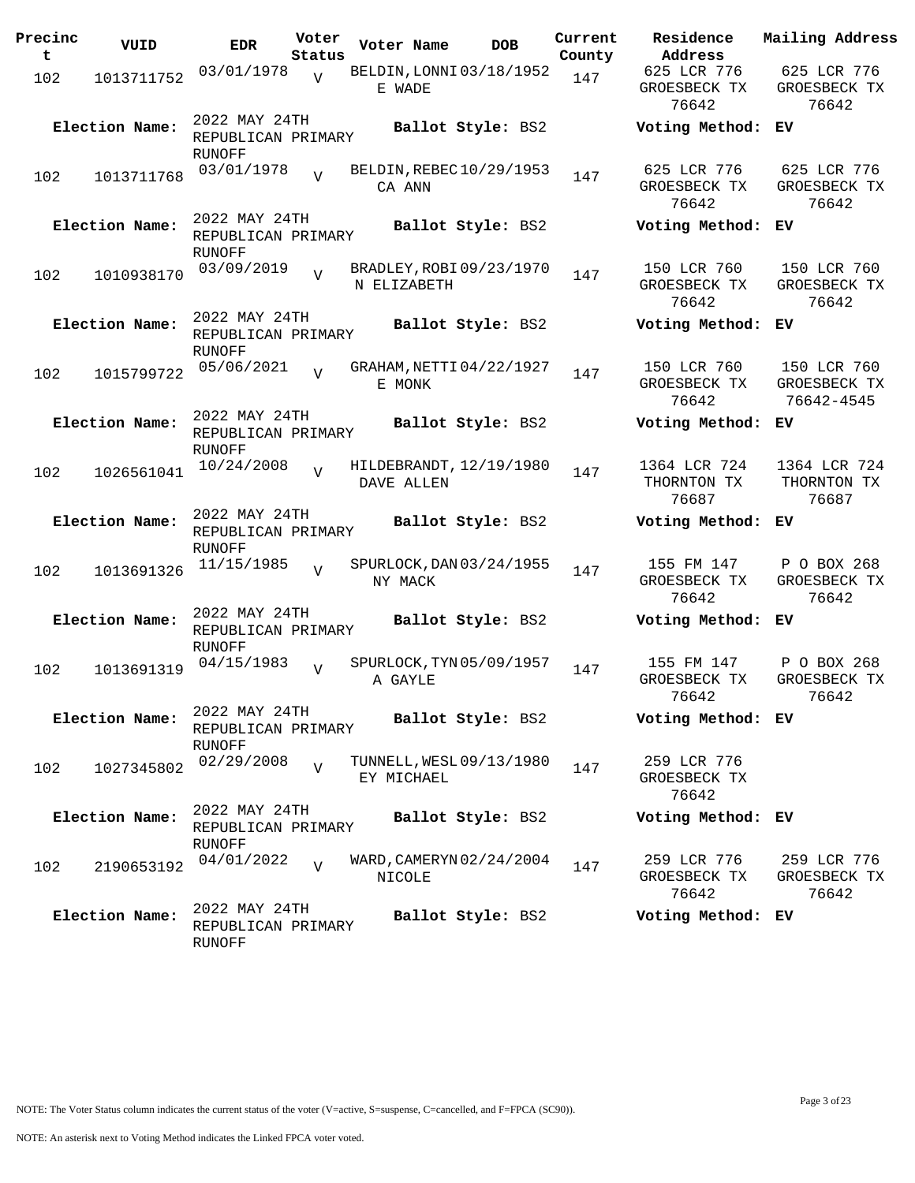| Precinct | VUID | EDR | Voter Status | Voter Name | DOB | Current County | Residence Address | Mailing Address |
|---|---|---|---|---|---|---|---|---|
| 102 | 1013711752 | 03/01/1978 | V | BELDIN, LONNIE WADE | 03/18/1952 | 147 | 625 LCR 776 GROESBECK TX 76642 | 625 LCR 776 GROESBECK TX 76642 |
| **Election Name:** | | 2022 MAY 24TH REPUBLICAN PRIMARY RUNOFF | | **Ballot Style:** BS2 | | | **Voting Method:** EV | |
| 102 | 1013711768 | 03/01/1978 | V | BELDIN, REBECCA ANN | 10/29/1953 | 147 | 625 LCR 776 GROESBECK TX 76642 | 625 LCR 776 GROESBECK TX 76642 |
| **Election Name:** | | 2022 MAY 24TH REPUBLICAN PRIMARY RUNOFF | | **Ballot Style:** BS2 | | | **Voting Method:** EV | |
| 102 | 1010938170 | 03/09/2019 | V | BRADLEY, ROBIN ELIZABETH | 09/23/1970 | 147 | 150 LCR 760 GROESBECK TX 76642 | 150 LCR 760 GROESBECK TX 76642 |
| **Election Name:** | | 2022 MAY 24TH REPUBLICAN PRIMARY RUNOFF | | **Ballot Style:** BS2 | | | **Voting Method:** EV | |
| 102 | 1015799722 | 05/06/2021 | V | GRAHAM, NETTIE MONK | 04/22/1927 | 147 | 150 LCR 760 GROESBECK TX 76642 | 150 LCR 760 GROESBECK TX 76642-4545 |
| **Election Name:** | | 2022 MAY 24TH REPUBLICAN PRIMARY RUNOFF | | **Ballot Style:** BS2 | | | **Voting Method:** EV | |
| 102 | 1026561041 | 10/24/2008 | V | HILDEBRANDT, DAVE ALLEN | 12/19/1980 | 147 | 1364 LCR 724 THORNTON TX 76687 | 1364 LCR 724 THORNTON TX 76687 |
| **Election Name:** | | 2022 MAY 24TH REPUBLICAN PRIMARY RUNOFF | | **Ballot Style:** BS2 | | | **Voting Method:** EV | |
| 102 | 1013691326 | 11/15/1985 | V | SPURLOCK, DANNY MACK | 03/24/1955 | 147 | 155 FM 147 GROESBECK TX 76642 | P O BOX 268 GROESBECK TX 76642 |
| **Election Name:** | | 2022 MAY 24TH REPUBLICAN PRIMARY RUNOFF | | **Ballot Style:** BS2 | | | **Voting Method:** EV | |
| 102 | 1013691319 | 04/15/1983 | V | SPURLOCK, TYNA GAYLE | 05/09/1957 | 147 | 155 FM 147 GROESBECK TX 76642 | P O BOX 268 GROESBECK TX 76642 |
| **Election Name:** | | 2022 MAY 24TH REPUBLICAN PRIMARY RUNOFF | | **Ballot Style:** BS2 | | | **Voting Method:** EV | |
| 102 | 1027345802 | 02/29/2008 | V | TUNNELL, WESLEY MICHAEL | 09/13/1980 | 147 | 259 LCR 776 GROESBECK TX 76642 | |
| **Election Name:** | | 2022 MAY 24TH REPUBLICAN PRIMARY RUNOFF | | **Ballot Style:** BS2 | | | **Voting Method:** EV | |
| 102 | 2190653192 | 04/01/2022 | V | WARD, CAMERYN NICOLE | 02/24/2004 | 147 | 259 LCR 776 GROESBECK TX 76642 | 259 LCR 776 GROESBECK TX 76642 |
| **Election Name:** | | 2022 MAY 24TH REPUBLICAN PRIMARY RUNOFF | | **Ballot Style:** BS2 | | | **Voting Method:** EV | |

NOTE: The Voter Status column indicates the current status of the voter (V=active, S=suspense, C=cancelled, and F=FPCA (SC90)).

NOTE: An asterisk next to Voting Method indicates the Linked FPCA voter voted.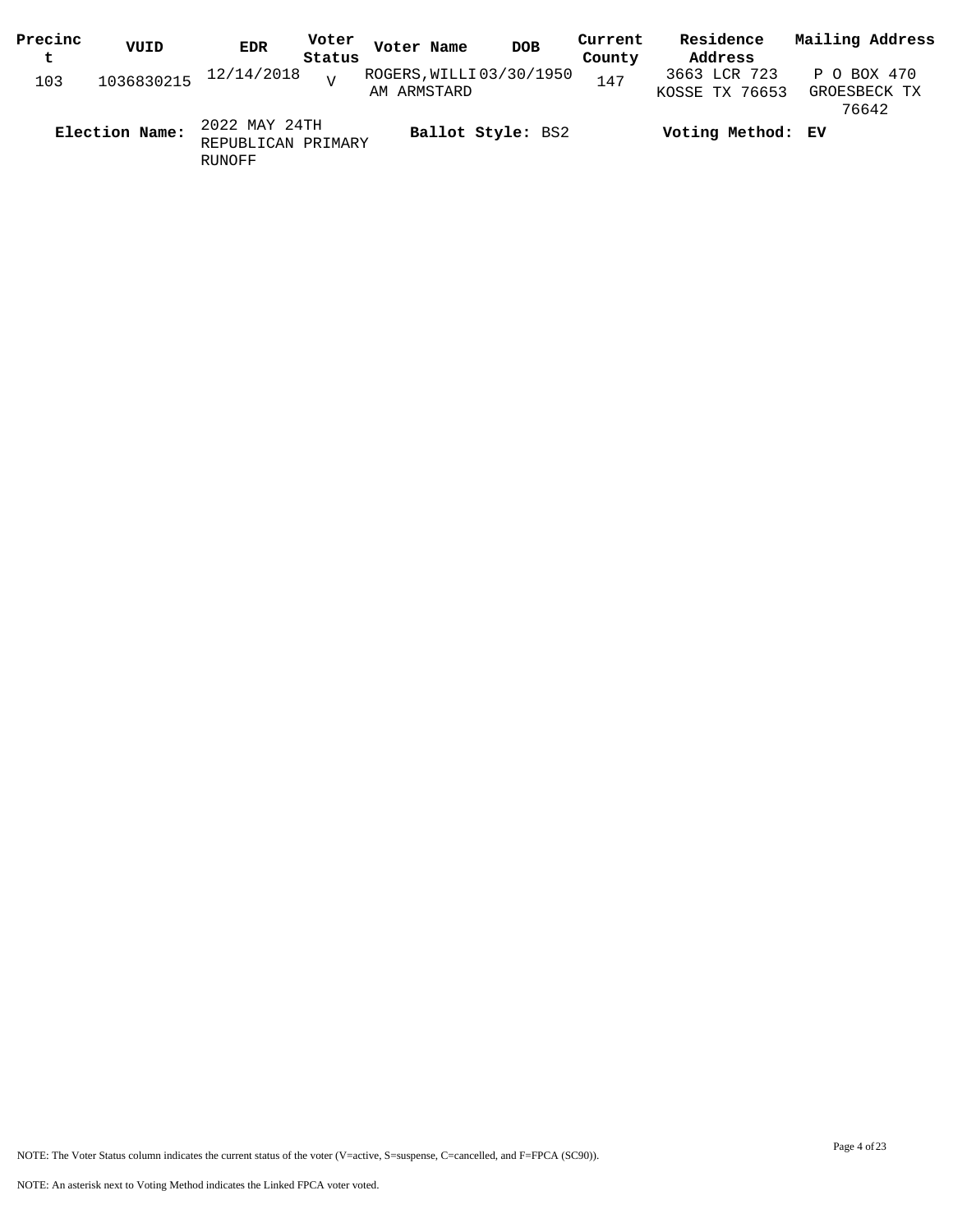| Precinct | VUID | EDR | Voter Status | Voter Name | DOB | Current County | Residence Address | Mailing Address |
|---|---|---|---|---|---|---|---|---|
| 103 | 1036830215 | 12/14/2018 | V | ROGERS,WILLIAM ARMSTARD | 03/30/1950 | 147 | 3663 LCR 723 KOSSE TX 76653 | P O BOX 470 GROESBECK TX 76642 |

**Election Name:** 2022 MAY 24TH REPUBLICAN PRIMARY RUNOFF **Ballot Style:** BS2 **Voting Method:** EV

NOTE: The Voter Status column indicates the current status of the voter (V=active, S=suspense, C=cancelled, and F=FPCA (SC90)).

NOTE: An asterisk next to Voting Method indicates the Linked FPCA voter voted.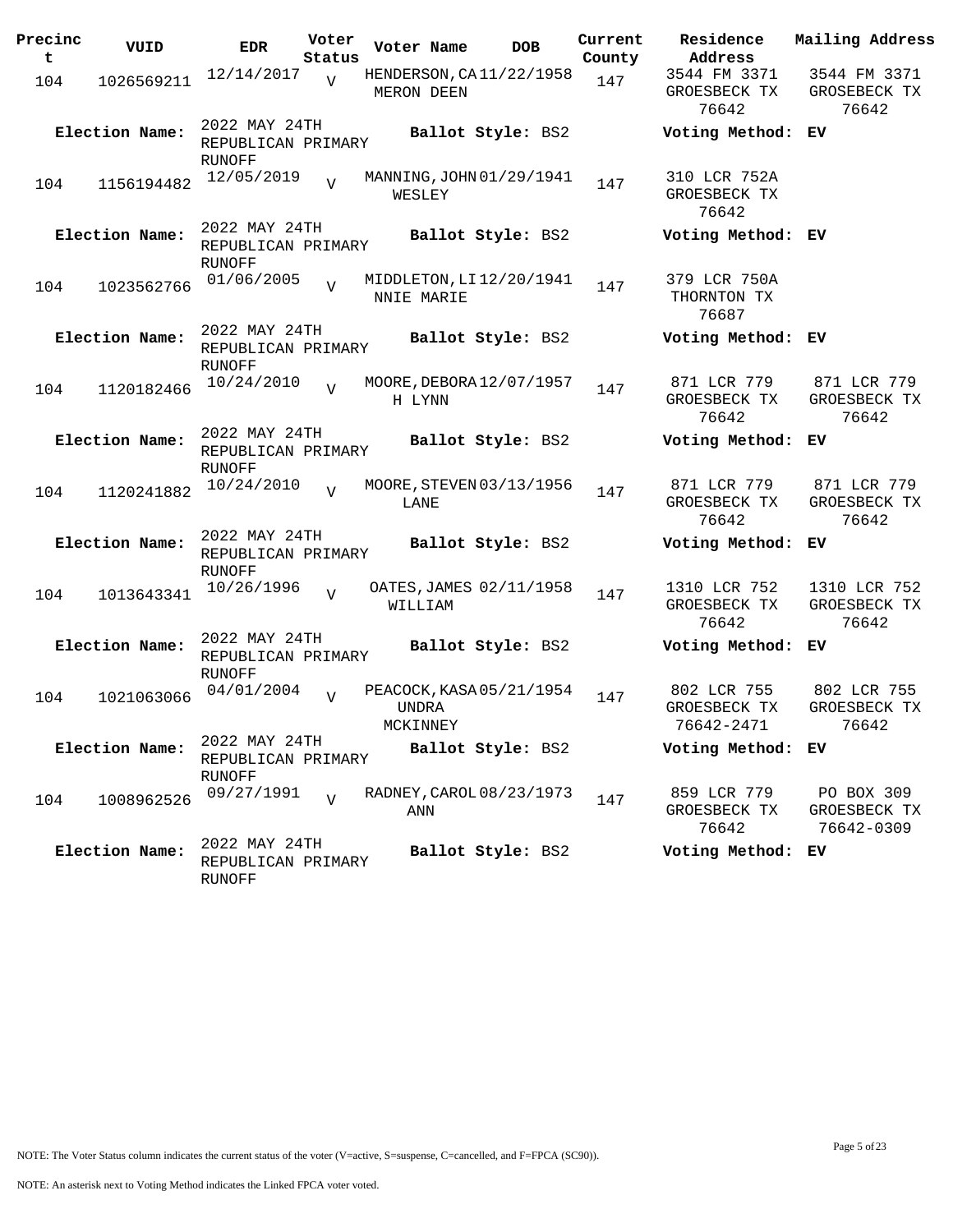| Precinct | VUID | EDR | Voter Status | Voter Name | DOB | Current County | Residence Address | Mailing Address |
|---|---|---|---|---|---|---|---|---|
| 104 | 1026569211 | 12/14/2017 | V | HENDERSON, CAMERON DEEN | 11/22/1958 | 147 | 3544 FM 3371 GROESBECK TX 76642 | 3544 FM 3371 GROESBECK TX 76642 |
| **Election Name:** | | 2022 MAY 24TH REPUBLICAN PRIMARY RUNOFF | | **Ballot Style:** BS2 | | | **Voting Method:** | EV |
| 104 | 1156194482 | 12/05/2019 | V | MANNING, JOHN WESLEY | 01/29/1941 | 147 | 310 LCR 752A GROESBECK TX 76642 | |
| **Election Name:** | | 2022 MAY 24TH REPUBLICAN PRIMARY RUNOFF | | **Ballot Style:** BS2 | | | **Voting Method:** | EV |
| 104 | 1023562766 | 01/06/2005 | V | MIDDLETON, LINNIE MARIE | 12/20/1941 | 147 | 379 LCR 750A THORNTON TX 76687 | |
| **Election Name:** | | 2022 MAY 24TH REPUBLICAN PRIMARY RUNOFF | | **Ballot Style:** BS2 | | | **Voting Method:** | EV |
| 104 | 1120182466 | 10/24/2010 | V | MOORE, DEBORAH LYNN | 12/07/1957 | 147 | 871 LCR 779 GROESBECK TX 76642 | 871 LCR 779 GROESBECK TX 76642 |
| **Election Name:** | | 2022 MAY 24TH REPUBLICAN PRIMARY RUNOFF | | **Ballot Style:** BS2 | | | **Voting Method:** | EV |
| 104 | 1120241882 | 10/24/2010 | V | MOORE, STEVEN LANE | 03/13/1956 | 147 | 871 LCR 779 GROESBECK TX 76642 | 871 LCR 779 GROESBECK TX 76642 |
| **Election Name:** | | 2022 MAY 24TH REPUBLICAN PRIMARY RUNOFF | | **Ballot Style:** BS2 | | | **Voting Method:** | EV |
| 104 | 1013643341 | 10/26/1996 | V | OATES, JAMES WILLIAM | 02/11/1958 | 147 | 1310 LCR 752 GROESBECK TX 76642 | 1310 LCR 752 GROESBECK TX 76642 |
| **Election Name:** | | 2022 MAY 24TH REPUBLICAN PRIMARY RUNOFF | | **Ballot Style:** BS2 | | | **Voting Method:** | EV |
| 104 | 1021063066 | 04/01/2004 | V | PEACOCK, KASAUNDRA MCKINNEY | 05/21/1954 | 147 | 802 LCR 755 GROESBECK TX 76642-2471 | 802 LCR 755 GROESBECK TX 76642 |
| **Election Name:** | | 2022 MAY 24TH REPUBLICAN PRIMARY RUNOFF | | **Ballot Style:** BS2 | | | **Voting Method:** | EV |
| 104 | 1008962526 | 09/27/1991 | V | RADNEY, CAROL ANN | 08/23/1973 | 147 | 859 LCR 779 GROESBECK TX 76642 | PO BOX 309 GROESBECK TX 76642-0309 |
| **Election Name:** | | 2022 MAY 24TH REPUBLICAN PRIMARY RUNOFF | | **Ballot Style:** BS2 | | | **Voting Method:** | EV |

NOTE: The Voter Status column indicates the current status of the voter (V=active, S=suspense, C=cancelled, and F=FPCA (SC90)).

NOTE: An asterisk next to Voting Method indicates the Linked FPCA voter voted.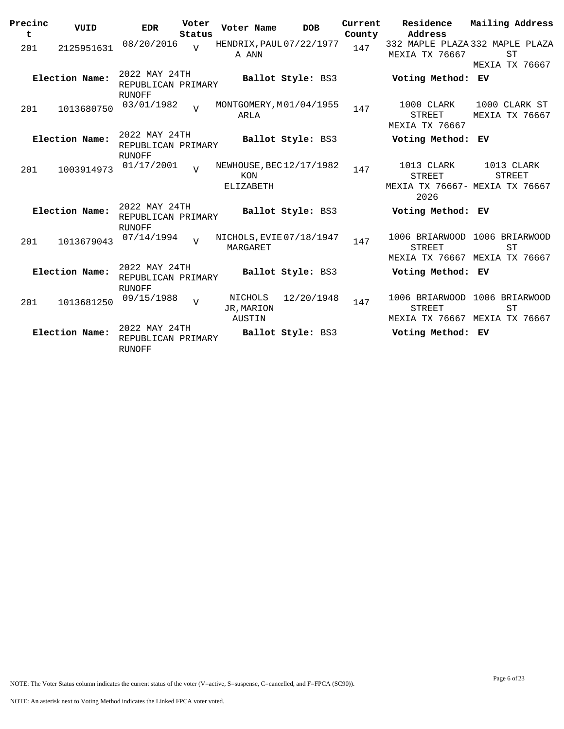| Precinct | VUID | EDR | Voter Status | Voter Name | DOB | Current County | Residence Address | Mailing Address |
|---|---|---|---|---|---|---|---|---|
| 201 | 2125951631 | 08/20/2016 | V | HENDRIX, PAULA ANN | 07/22/1977 | 147 | 332 MAPLE PLAZA MEXIA TX 76667 | 332 MAPLE PLAZA ST MEXIA TX 76667 |
| **Election Name:** | | 2022 MAY 24TH REPUBLICAN PRIMARY RUNOFF | | **Ballot Style:** BS3 | | | **Voting Method:** EV | |
| 201 | 1013680750 | 03/01/1982 | V | MONTGOMERY, MARLA | 01/04/1955 | 147 | 1000 CLARK STREET MEXIA TX 76667 | 1000 CLARK ST MEXIA TX 76667 |
| **Election Name:** | | 2022 MAY 24TH REPUBLICAN PRIMARY RUNOFF | | **Ballot Style:** BS3 | | | **Voting Method:** EV | |
| 201 | 1003914973 | 01/17/2001 | V | NEWHOUSE, BECKON ELIZABETH | 12/17/1982 | 147 | 1013 CLARK STREET MEXIA TX 76667-2026 | 1013 CLARK STREET MEXIA TX 76667 |
| **Election Name:** | | 2022 MAY 24TH REPUBLICAN PRIMARY RUNOFF | | **Ballot Style:** BS3 | | | **Voting Method:** EV | |
| 201 | 1013679043 | 07/14/1994 | V | NICHOLS, EVIE MARGARET | 07/18/1947 | 147 | 1006 BRIARWOOD STREET MEXIA TX 76667 | 1006 BRIARWOOD ST MEXIA TX 76667 |
| **Election Name:** | | 2022 MAY 24TH REPUBLICAN PRIMARY RUNOFF | | **Ballot Style:** BS3 | | | **Voting Method:** EV | |
| 201 | 1013681250 | 09/15/1988 | V | NICHOLS JR, MARION AUSTIN | 12/20/1948 | 147 | 1006 BRIARWOOD STREET MEXIA TX 76667 | 1006 BRIARWOOD ST MEXIA TX 76667 |
| **Election Name:** | | 2022 MAY 24TH REPUBLICAN PRIMARY RUNOFF | | **Ballot Style:** BS3 | | | **Voting Method:** EV | |

NOTE: The Voter Status column indicates the current status of the voter (V=active, S=suspense, C=cancelled, and F=FPCA (SC90)).

NOTE: An asterisk next to Voting Method indicates the Linked FPCA voter voted.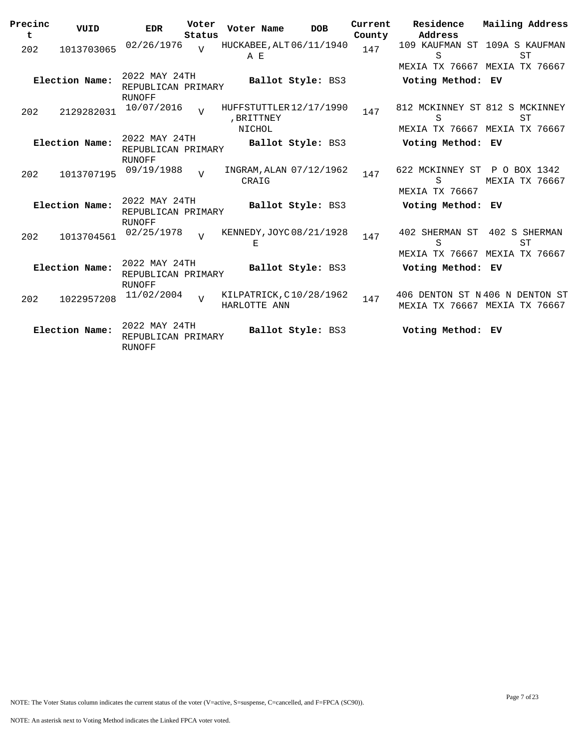| Precinct | VUID | EDR | Voter Status | Voter Name | DOB | Current County | Residence Address | Mailing Address |
|---|---|---|---|---|---|---|---|---|
| 202 | 1013703065 | 02/26/1976 | V | HUCKABEE, ALTA E | 06/11/1940 | 147 | 109 KAUFMAN ST S MEXIA TX 76667 | 109A S KAUFMAN ST MEXIA TX 76667 |
| **Election Name:** | | 2022 MAY 24TH REPUBLICAN PRIMARY RUNOFF | | **Ballot Style:** BS3 | | | **Voting Method:** EV | |
| 202 | 2129282031 | 10/07/2016 | V | HUFFSTUTTLER, BRITTNEY NICHOL | 12/17/1990 | 147 | 812 MCKINNEY ST S MEXIA TX 76667 | 812 S MCKINNEY ST MEXIA TX 76667 |
| **Election Name:** | | 2022 MAY 24TH REPUBLICAN PRIMARY RUNOFF | | **Ballot Style:** BS3 | | | **Voting Method:** EV | |
| 202 | 1013707195 | 09/19/1988 | V | INGRAM, ALAN CRAIG | 07/12/1962 | 147 | 622 MCKINNEY ST S MEXIA TX 76667 | P O BOX 1342 MEXIA TX 76667 |
| **Election Name:** | | 2022 MAY 24TH REPUBLICAN PRIMARY RUNOFF | | **Ballot Style:** BS3 | | | **Voting Method:** EV | |
| 202 | 1013704561 | 02/25/1978 | V | KENNEDY, JOYCE | 08/21/1928 | 147 | 402 SHERMAN ST S MEXIA TX 76667 | 402 S SHERMAN ST MEXIA TX 76667 |
| **Election Name:** | | 2022 MAY 24TH REPUBLICAN PRIMARY RUNOFF | | **Ballot Style:** BS3 | | | **Voting Method:** EV | |
| 202 | 1022957208 | 11/02/2004 | V | KILPATRICK, CHARLOTTE ANN | 10/28/1962 | 147 | 406 DENTON ST N MEXIA TX 76667 | 406 N DENTON ST MEXIA TX 76667 |
| **Election Name:** | | 2022 MAY 24TH REPUBLICAN PRIMARY RUNOFF | | **Ballot Style:** BS3 | | | **Voting Method:** EV | |

NOTE: The Voter Status column indicates the current status of the voter (V=active, S=suspense, C=cancelled, and F=FPCA (SC90)).

NOTE: An asterisk next to Voting Method indicates the Linked FPCA voter voted.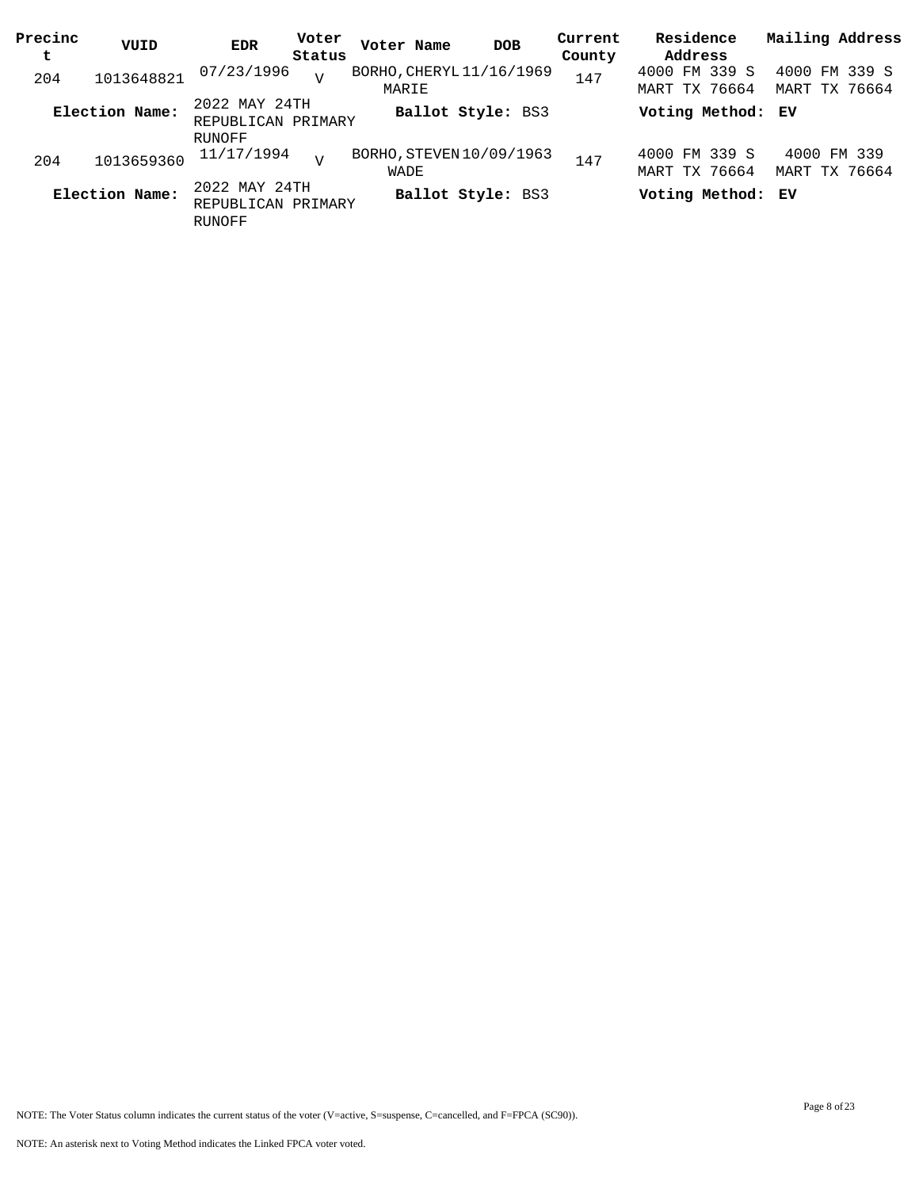| Precinct | VUID | EDR | Voter Status | Voter Name | DOB | Current County | Residence Address | Mailing Address |
|---|---|---|---|---|---|---|---|---|
| 204 | 1013648821 | 07/23/1996 | V | BORHO, CHERYL MARIE | 11/16/1969 | 147 | 4000 FM 339 S MART TX 76664 | 4000 FM 339 S MART TX 76664 |
| **Election Name:** | | 2022 MAY 24TH REPUBLICAN PRIMARY RUNOFF | | **Ballot Style:** BS3 | | | **Voting Method:** | **EV** |
| 204 | 1013659360 | 11/17/1994 | V | BORHO, STEVEN WADE | 10/09/1963 | 147 | 4000 FM 339 S MART TX 76664 | 4000 FM 339 MART TX 76664 |
| **Election Name:** | | 2022 MAY 24TH REPUBLICAN PRIMARY RUNOFF | | **Ballot Style:** BS3 | | | **Voting Method:** | **EV** |

NOTE: The Voter Status column indicates the current status of the voter (V=active, S=suspense, C=cancelled, and F=FPCA (SC90)).

NOTE: An asterisk next to Voting Method indicates the Linked FPCA voter voted.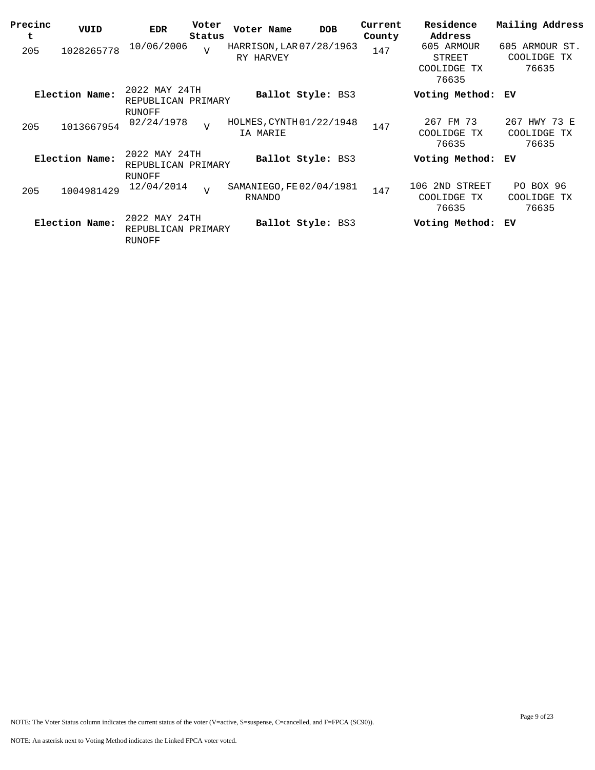| Precinct | VUID | EDR | Voter Status | Voter Name | DOB | Current County | Residence Address | Mailing Address |
|---|---|---|---|---|---|---|---|---|
| 205 | 1028265778 | 10/06/2006 | V | HARRISON, LARRY HARVEY | 07/28/1963 | 147 | 605 ARMOUR STREET COOLIDGE TX 76635 | 605 ARMOUR ST. COOLIDGE TX 76635 |
| **Election Name:** | | 2022 MAY 24TH REPUBLICAN PRIMARY RUNOFF | | **Ballot Style:** BS3 | | | **Voting Method:** EV | |
| 205 | 1013667954 | 02/24/1978 | V | HOLMES, CYNTHIA MARIE | 01/22/1948 | 147 | 267 FM 73 COOLIDGE TX 76635 | 267 HWY 73 E COOLIDGE TX 76635 |
| **Election Name:** | | 2022 MAY 24TH REPUBLICAN PRIMARY RUNOFF | | **Ballot Style:** BS3 | | | **Voting Method:** EV | |
| 205 | 1004981429 | 12/04/2014 | V | SAMANIEGO, FERNANDO | 02/04/1981 | 147 | 106 2ND STREET COOLIDGE TX 76635 | PO BOX 96 COOLIDGE TX 76635 |
| **Election Name:** | | 2022 MAY 24TH REPUBLICAN PRIMARY RUNOFF | | **Ballot Style:** BS3 | | | **Voting Method:** EV | |

NOTE: The Voter Status column indicates the current status of the voter (V=active, S=suspense, C=cancelled, and F=FPCA (SC90)).

NOTE: An asterisk next to Voting Method indicates the Linked FPCA voter voted.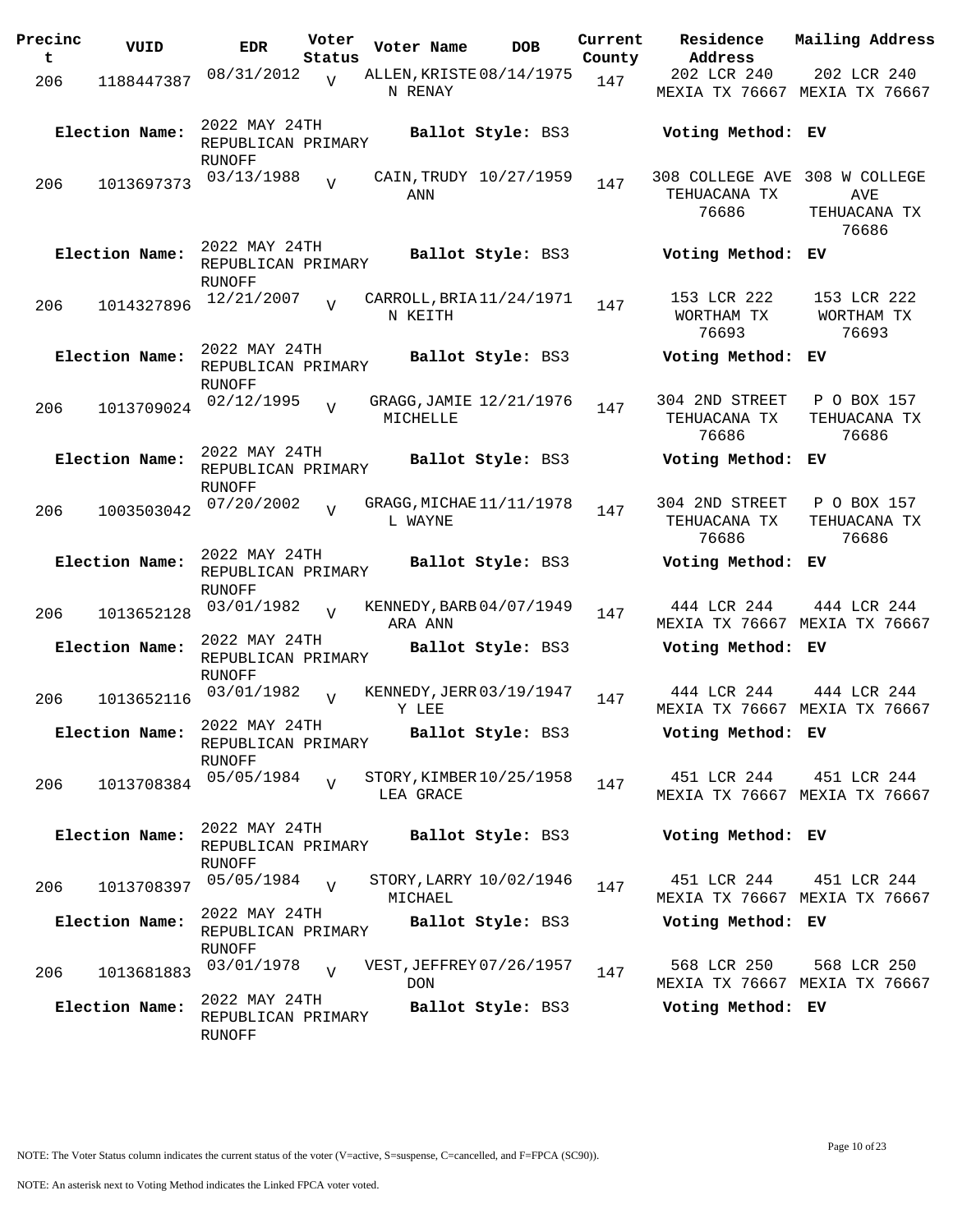| Precinct | VUID | EDR | Voter Status | Voter Name | DOB | Current County | Residence Address | Mailing Address |
|---|---|---|---|---|---|---|---|---|
| 206 | 1188447387 | 08/31/2012 | V | ALLEN, KRISTEN RENAY | 08/14/1975 | 147 | 202 LCR 240 MEXIA TX 76667 | 202 LCR 240 MEXIA TX 76667 |
| **Election Name:** | | 2022 MAY 24TH REPUBLICAN PRIMARY RUNOFF | | **Ballot Style:** BS3 | | | **Voting Method:** EV | |
| 206 | 1013697373 | 03/13/1988 | V | CAIN, TRUDY ANN | 10/27/1959 | 147 | 308 COLLEGE AVE TEHUACANA TX 76686 | 308 W COLLEGE AVE TEHUACANA TX 76686 |
| **Election Name:** | | 2022 MAY 24TH REPUBLICAN PRIMARY RUNOFF | | **Ballot Style:** BS3 | | | **Voting Method:** EV | |
| 206 | 1014327896 | 12/21/2007 | V | CARROLL, BRIAN KEITH | 11/24/1971 | 147 | 153 LCR 222 WORTHAM TX 76693 | 153 LCR 222 WORTHAM TX 76693 |
| **Election Name:** | | 2022 MAY 24TH REPUBLICAN PRIMARY RUNOFF | | **Ballot Style:** BS3 | | | **Voting Method:** EV | |
| 206 | 1013709024 | 02/12/1995 | V | GRAGG, JAMIE MICHELLE | 12/21/1976 | 147 | 304 2ND STREET TEHUACANA TX 76686 | P O BOX 157 TEHUACANA TX 76686 |
| **Election Name:** | | 2022 MAY 24TH REPUBLICAN PRIMARY RUNOFF | | **Ballot Style:** BS3 | | | **Voting Method:** EV | |
| 206 | 1003503042 | 07/20/2002 | V | GRAGG, MICHAEL WAYNE | 11/11/1978 | 147 | 304 2ND STREET TEHUACANA TX 76686 | P O BOX 157 TEHUACANA TX 76686 |
| **Election Name:** | | 2022 MAY 24TH REPUBLICAN PRIMARY RUNOFF | | **Ballot Style:** BS3 | | | **Voting Method:** EV | |
| 206 | 1013652128 | 03/01/1982 | V | KENNEDY, BARBARA ANN | 04/07/1949 | 147 | 444 LCR 244 MEXIA TX 76667 | 444 LCR 244 MEXIA TX 76667 |
| **Election Name:** | | 2022 MAY 24TH REPUBLICAN PRIMARY RUNOFF | | **Ballot Style:** BS3 | | | **Voting Method:** EV | |
| 206 | 1013652116 | 03/01/1982 | V | KENNEDY, JERRY LEE | 03/19/1947 | 147 | 444 LCR 244 MEXIA TX 76667 | 444 LCR 244 MEXIA TX 76667 |
| **Election Name:** | | 2022 MAY 24TH REPUBLICAN PRIMARY RUNOFF | | **Ballot Style:** BS3 | | | **Voting Method:** EV | |
| 206 | 1013708384 | 05/05/1984 | V | STORY, KIMBERLEA GRACE | 10/25/1958 | 147 | 451 LCR 244 MEXIA TX 76667 | 451 LCR 244 MEXIA TX 76667 |
| **Election Name:** | | 2022 MAY 24TH REPUBLICAN PRIMARY RUNOFF | | **Ballot Style:** BS3 | | | **Voting Method:** EV | |
| 206 | 1013708397 | 05/05/1984 | V | STORY, LARRY MICHAEL | 10/02/1946 | 147 | 451 LCR 244 MEXIA TX 76667 | 451 LCR 244 MEXIA TX 76667 |
| **Election Name:** | | 2022 MAY 24TH REPUBLICAN PRIMARY RUNOFF | | **Ballot Style:** BS3 | | | **Voting Method:** EV | |
| 206 | 1013681883 | 03/01/1978 | V | VEST, JEFFREY DON | 07/26/1957 | 147 | 568 LCR 250 MEXIA TX 76667 | 568 LCR 250 MEXIA TX 76667 |
| **Election Name:** | | 2022 MAY 24TH REPUBLICAN PRIMARY RUNOFF | | **Ballot Style:** BS3 | | | **Voting Method:** EV | |

NOTE: The Voter Status column indicates the current status of the voter (V=active, S=suspense, C=cancelled, and F=FPCA (SC90)).

NOTE: An asterisk next to Voting Method indicates the Linked FPCA voter voted.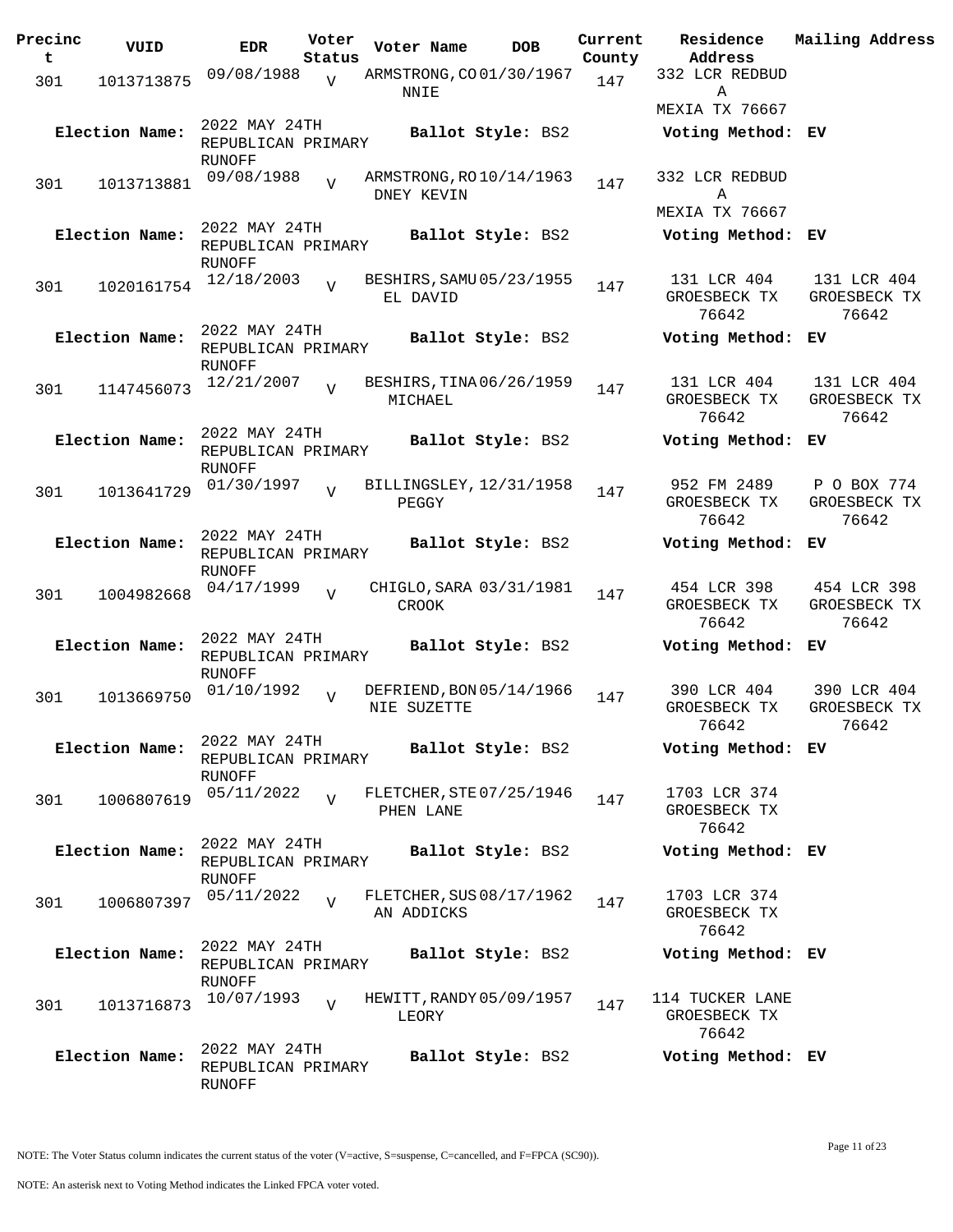| Precinct | VUID | EDR | Voter Status | Voter Name | DOB | Current County | Residence Address | Mailing Address |
|---|---|---|---|---|---|---|---|---|
| 301 | 1013713875 | 09/08/1988 | V | ARMSTRONG,CONNIE | 01/30/1967 | 147 | 332 LCR REDBUD A MEXIA TX 76667 | |
| **Election Name:** | | 2022 MAY 24TH REPUBLICAN PRIMARY RUNOFF | | **Ballot Style:** BS2 | | | **Voting Method:** EV | |
| 301 | 1013713881 | 09/08/1988 | V | ARMSTRONG,RODNEY KEVIN | 10/14/1963 | 147 | 332 LCR REDBUD A MEXIA TX 76667 | |
| **Election Name:** | | 2022 MAY 24TH REPUBLICAN PRIMARY RUNOFF | | **Ballot Style:** BS2 | | | **Voting Method:** EV | |
| 301 | 1020161754 | 12/18/2003 | V | BESHIRS,SAMUEL DAVID | 05/23/1955 | 147 | 131 LCR 404 GROESBECK TX 76642 | 131 LCR 404 GROESBECK TX 76642 |
| **Election Name:** | | 2022 MAY 24TH REPUBLICAN PRIMARY RUNOFF | | **Ballot Style:** BS2 | | | **Voting Method:** EV | |
| 301 | 1147456073 | 12/21/2007 | V | BESHIRS,TINA MICHAEL | 06/26/1959 | 147 | 131 LCR 404 GROESBECK TX 76642 | 131 LCR 404 GROESBECK TX 76642 |
| **Election Name:** | | 2022 MAY 24TH REPUBLICAN PRIMARY RUNOFF | | **Ballot Style:** BS2 | | | **Voting Method:** EV | |
| 301 | 1013641729 | 01/30/1997 | V | BILLINGSLEY, PEGGY | 12/31/1958 | 147 | 952 FM 2489 GROESBECK TX 76642 | P O BOX 774 GROESBECK TX 76642 |
| **Election Name:** | | 2022 MAY 24TH REPUBLICAN PRIMARY RUNOFF | | **Ballot Style:** BS2 | | | **Voting Method:** EV | |
| 301 | 1004982668 | 04/17/1999 | V | CHIGLO,SARA CROOK | 03/31/1981 | 147 | 454 LCR 398 GROESBECK TX 76642 | 454 LCR 398 GROESBECK TX 76642 |
| **Election Name:** | | 2022 MAY 24TH REPUBLICAN PRIMARY RUNOFF | | **Ballot Style:** BS2 | | | **Voting Method:** EV | |
| 301 | 1013669750 | 01/10/1992 | V | DEFRIEND,BONNIE SUZETTE | 05/14/1966 | 147 | 390 LCR 404 GROESBECK TX 76642 | 390 LCR 404 GROESBECK TX 76642 |
| **Election Name:** | | 2022 MAY 24TH REPUBLICAN PRIMARY RUNOFF | | **Ballot Style:** BS2 | | | **Voting Method:** EV | |
| 301 | 1006807619 | 05/11/2022 | V | FLETCHER,STEPHEN LANE | 07/25/1946 | 147 | 1703 LCR 374 GROESBECK TX 76642 | |
| **Election Name:** | | 2022 MAY 24TH REPUBLICAN PRIMARY RUNOFF | | **Ballot Style:** BS2 | | | **Voting Method:** EV | |
| 301 | 1006807397 | 05/11/2022 | V | FLETCHER,SUSAN ADDICKS | 08/17/1962 | 147 | 1703 LCR 374 GROESBECK TX 76642 | |
| **Election Name:** | | 2022 MAY 24TH REPUBLICAN PRIMARY RUNOFF | | **Ballot Style:** BS2 | | | **Voting Method:** EV | |
| 301 | 1013716873 | 10/07/1993 | V | HEWITT,RANDY LEORY | 05/09/1957 | 147 | 114 TUCKER LANE GROESBECK TX 76642 | |
| **Election Name:** | | 2022 MAY 24TH REPUBLICAN PRIMARY RUNOFF | | **Ballot Style:** BS2 | | | **Voting Method:** EV | |

NOTE: The Voter Status column indicates the current status of the voter (V=active, S=suspense, C=cancelled, and F=FPCA (SC90)).

NOTE: An asterisk next to Voting Method indicates the Linked FPCA voter voted.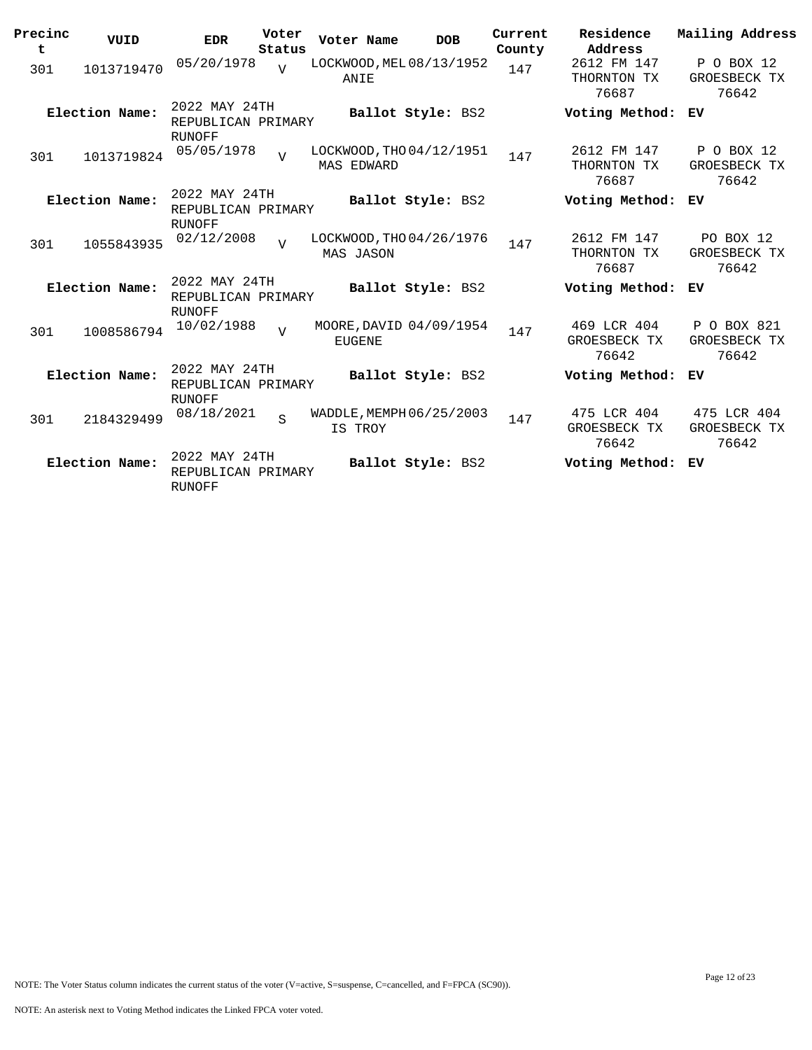| Precinct | VUID | EDR | Voter Status | Voter Name | DOB | Current County | Residence Address | Mailing Address |
|---|---|---|---|---|---|---|---|---|
| 301 | 1013719470 | 05/20/1978 | V | LOCKWOOD,MELANIE | 08/13/1952 | 147 | 2612 FM 147 THORNTON TX 76687 | P O BOX 12 GROESBECK TX 76642 |
| **Election Name:** | | 2022 MAY 24TH REPUBLICAN PRIMARY RUNOFF | | **Ballot Style:** BS2 | | | **Voting Method:** | **EV** |
| 301 | 1013719824 | 05/05/1978 | V | LOCKWOOD,THOMAS EDWARD | 04/12/1951 | 147 | 2612 FM 147 THORNTON TX 76687 | P O BOX 12 GROESBECK TX 76642 |
| **Election Name:** | | 2022 MAY 24TH REPUBLICAN PRIMARY RUNOFF | | **Ballot Style:** BS2 | | | **Voting Method:** | **EV** |
| 301 | 1055843935 | 02/12/2008 | V | LOCKWOOD,THOMAS JASON | 04/26/1976 | 147 | 2612 FM 147 THORNTON TX 76687 | PO BOX 12 GROESBECK TX 76642 |
| **Election Name:** | | 2022 MAY 24TH REPUBLICAN PRIMARY RUNOFF | | **Ballot Style:** BS2 | | | **Voting Method:** | **EV** |
| 301 | 1008586794 | 10/02/1988 | V | MOORE,DAVID EUGENE | 04/09/1954 | 147 | 469 LCR 404 GROESBECK TX 76642 | P O BOX 821 GROESBECK TX 76642 |
| **Election Name:** | | 2022 MAY 24TH REPUBLICAN PRIMARY RUNOFF | | **Ballot Style:** BS2 | | | **Voting Method:** | **EV** |
| 301 | 2184329499 | 08/18/2021 | S | WADDLE,MEMPHIS TROY | 06/25/2003 | 147 | 475 LCR 404 GROESBECK TX 76642 | 475 LCR 404 GROESBECK TX 76642 |
| **Election Name:** | | 2022 MAY 24TH REPUBLICAN PRIMARY RUNOFF | | **Ballot Style:** BS2 | | | **Voting Method:** | **EV** |

NOTE: The Voter Status column indicates the current status of the voter (V=active, S=suspense, C=cancelled, and F=FPCA (SC90)).

NOTE: An asterisk next to Voting Method indicates the Linked FPCA voter voted.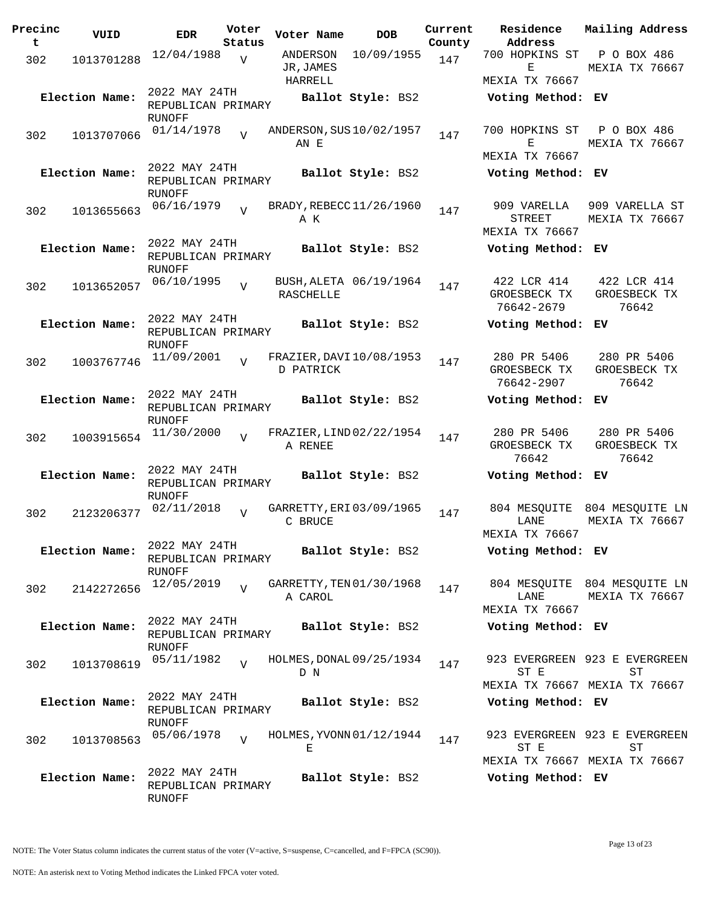| Precinct | VUID | EDR | Voter Status | Voter Name | DOB | Current County | Residence Address | Mailing Address |
|---|---|---|---|---|---|---|---|---|
| 302 | 1013701288 | 12/04/1988 | V | ANDERSON JR,JAMES HARRELL | 10/09/1955 | 147 | 700 HOPKINS ST E MEXIA TX 76667 | P O BOX 486 MEXIA TX 76667 |
| **Election Name:** | | 2022 MAY 24TH REPUBLICAN PRIMARY RUNOFF | | **Ballot Style:** BS2 | | | **Voting Method:** EV | |
| 302 | 1013707066 | 01/14/1978 | V | ANDERSON,SUSAN E | 10/02/1957 | 147 | 700 HOPKINS ST E MEXIA TX 76667 | P O BOX 486 MEXIA TX 76667 |
| **Election Name:** | | 2022 MAY 24TH REPUBLICAN PRIMARY RUNOFF | | **Ballot Style:** BS2 | | | **Voting Method:** EV | |
| 302 | 1013655663 | 06/16/1979 | V | BRADY,REBECCA K | 11/26/1960 | 147 | 909 VARELLA STREET MEXIA TX 76667 | 909 VARELLA ST MEXIA TX 76667 |
| **Election Name:** | | 2022 MAY 24TH REPUBLICAN PRIMARY RUNOFF | | **Ballot Style:** BS2 | | | **Voting Method:** EV | |
| 302 | 1013652057 | 06/10/1995 | V | BUSH,ALETA RASCHELLE | 06/19/1964 | 147 | 422 LCR 414 GROESBECK TX 76642-2679 | 422 LCR 414 GROESBECK TX 76642 |
| **Election Name:** | | 2022 MAY 24TH REPUBLICAN PRIMARY RUNOFF | | **Ballot Style:** BS2 | | | **Voting Method:** EV | |
| 302 | 1003767746 | 11/09/2001 | V | FRAZIER,DAVID PATRICK | 10/08/1953 | 147 | 280 PR 5406 GROESBECK TX 76642-2907 | 280 PR 5406 GROESBECK TX 76642 |
| **Election Name:** | | 2022 MAY 24TH REPUBLICAN PRIMARY RUNOFF | | **Ballot Style:** BS2 | | | **Voting Method:** EV | |
| 302 | 1003915654 | 11/30/2000 | V | FRAZIER,LINDA RENEE | 02/22/1954 | 147 | 280 PR 5406 GROESBECK TX 76642 | 280 PR 5406 GROESBECK TX 76642 |
| **Election Name:** | | 2022 MAY 24TH REPUBLICAN PRIMARY RUNOFF | | **Ballot Style:** BS2 | | | **Voting Method:** EV | |
| 302 | 2123206377 | 02/11/2018 | V | GARRETTY,ERIC BRUCE | 03/09/1965 | 147 | 804 MESQUITE LANE MEXIA TX 76667 | 804 MESQUITE LN MEXIA TX 76667 |
| **Election Name:** | | 2022 MAY 24TH REPUBLICAN PRIMARY RUNOFF | | **Ballot Style:** BS2 | | | **Voting Method:** EV | |
| 302 | 2142272656 | 12/05/2019 | V | GARRETTY,TENA CAROL | 01/30/1968 | 147 | 804 MESQUITE LANE MEXIA TX 76667 | 804 MESQUITE LN MEXIA TX 76667 |
| **Election Name:** | | 2022 MAY 24TH REPUBLICAN PRIMARY RUNOFF | | **Ballot Style:** BS2 | | | **Voting Method:** EV | |
| 302 | 1013708619 | 05/11/1982 | V | HOLMES,DONALD N | 09/25/1934 | 147 | 923 EVERGREEN ST E MEXIA TX 76667 | 923 E EVERGREEN ST MEXIA TX 76667 |
| **Election Name:** | | 2022 MAY 24TH REPUBLICAN PRIMARY RUNOFF | | **Ballot Style:** BS2 | | | **Voting Method:** EV | |
| 302 | 1013708563 | 05/06/1978 | V | HOLMES,YVONNE | 01/12/1944 | 147 | 923 EVERGREEN ST E MEXIA TX 76667 | 923 E EVERGREEN ST MEXIA TX 76667 |
| **Election Name:** | | 2022 MAY 24TH REPUBLICAN PRIMARY RUNOFF | | **Ballot Style:** BS2 | | | **Voting Method:** EV | |

NOTE: The Voter Status column indicates the current status of the voter (V=active, S=suspense, C=cancelled, and F=FPCA (SC90)).

NOTE: An asterisk next to Voting Method indicates the Linked FPCA voter voted.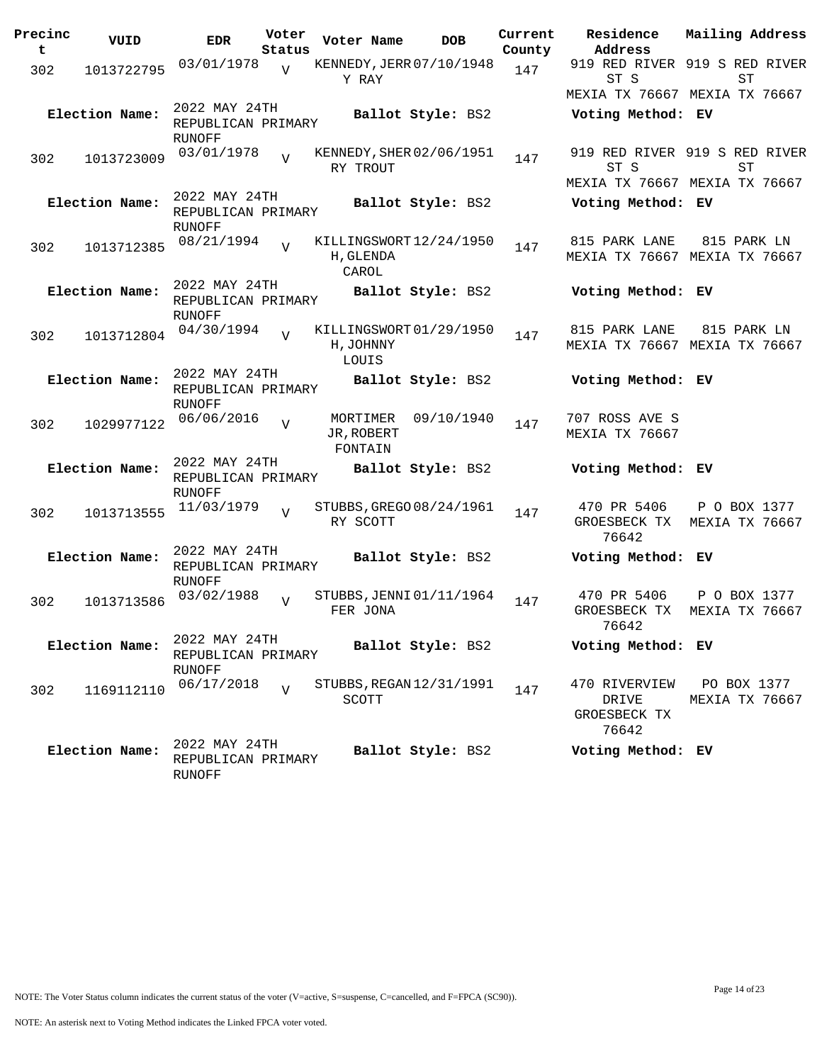| Precinct | VUID | EDR | Voter Status | Voter Name | DOB | Current County | Residence Address | Mailing Address |
|---|---|---|---|---|---|---|---|---|
| 302 | 1013722795 | 03/01/1978 | V | KENNEDY, JERRY RAY | 07/10/1948 | 147 | 919 RED RIVER ST S MEXIA TX 76667 | 919 S RED RIVER ST MEXIA TX 76667 |
| **Election Name:** | | 2022 MAY 24TH REPUBLICAN PRIMARY RUNOFF | | **Ballot Style:** BS2 | | | **Voting Method:** EV | |
| 302 | 1013723009 | 03/01/1978 | V | KENNEDY, SHERRY TROUT | 02/06/1951 | 147 | 919 RED RIVER ST S MEXIA TX 76667 | 919 S RED RIVER ST MEXIA TX 76667 |
| **Election Name:** | | 2022 MAY 24TH REPUBLICAN PRIMARY RUNOFF | | **Ballot Style:** BS2 | | | **Voting Method:** EV | |
| 302 | 1013712385 | 08/21/1994 | V | KILLINGSWORTH, GLENDA CAROL | 12/24/1950 | 147 | 815 PARK LANE MEXIA TX 76667 | 815 PARK LN MEXIA TX 76667 |
| **Election Name:** | | 2022 MAY 24TH REPUBLICAN PRIMARY RUNOFF | | **Ballot Style:** BS2 | | | **Voting Method:** EV | |
| 302 | 1013712804 | 04/30/1994 | V | KILLINGSWORTH, JOHNNY LOUIS | 01/29/1950 | 147 | 815 PARK LANE MEXIA TX 76667 | 815 PARK LN MEXIA TX 76667 |
| **Election Name:** | | 2022 MAY 24TH REPUBLICAN PRIMARY RUNOFF | | **Ballot Style:** BS2 | | | **Voting Method:** EV | |
| 302 | 1029977122 | 06/06/2016 | V | MORTIMER JR, ROBERT FONTAIN | 09/10/1940 | 147 | 707 ROSS AVE S MEXIA TX 76667 | |
| **Election Name:** | | 2022 MAY 24TH REPUBLICAN PRIMARY RUNOFF | | **Ballot Style:** BS2 | | | **Voting Method:** EV | |
| 302 | 1013713555 | 11/03/1979 | V | STUBBS, GREGORY SCOTT | 08/24/1961 | 147 | 470 PR 5406 GROESBECK TX 76642 | P O BOX 1377 MEXIA TX 76667 |
| **Election Name:** | | 2022 MAY 24TH REPUBLICAN PRIMARY RUNOFF | | **Ballot Style:** BS2 | | | **Voting Method:** EV | |
| 302 | 1013713586 | 03/02/1988 | V | STUBBS, JENNIFER JONA | 01/11/1964 | 147 | 470 PR 5406 GROESBECK TX 76642 | P O BOX 1377 MEXIA TX 76667 |
| **Election Name:** | | 2022 MAY 24TH REPUBLICAN PRIMARY RUNOFF | | **Ballot Style:** BS2 | | | **Voting Method:** EV | |
| 302 | 1169112110 | 06/17/2018 | V | STUBBS, REGAN SCOTT | 12/31/1991 | 147 | 470 RIVERVIEW DRIVE GROESBECK TX 76642 | PO BOX 1377 MEXIA TX 76667 |
| **Election Name:** | | 2022 MAY 24TH REPUBLICAN PRIMARY RUNOFF | | **Ballot Style:** BS2 | | | **Voting Method:** EV | |

NOTE: The Voter Status column indicates the current status of the voter (V=active, S=suspense, C=cancelled, and F=FPCA (SC90)).

NOTE: An asterisk next to Voting Method indicates the Linked FPCA voter voted.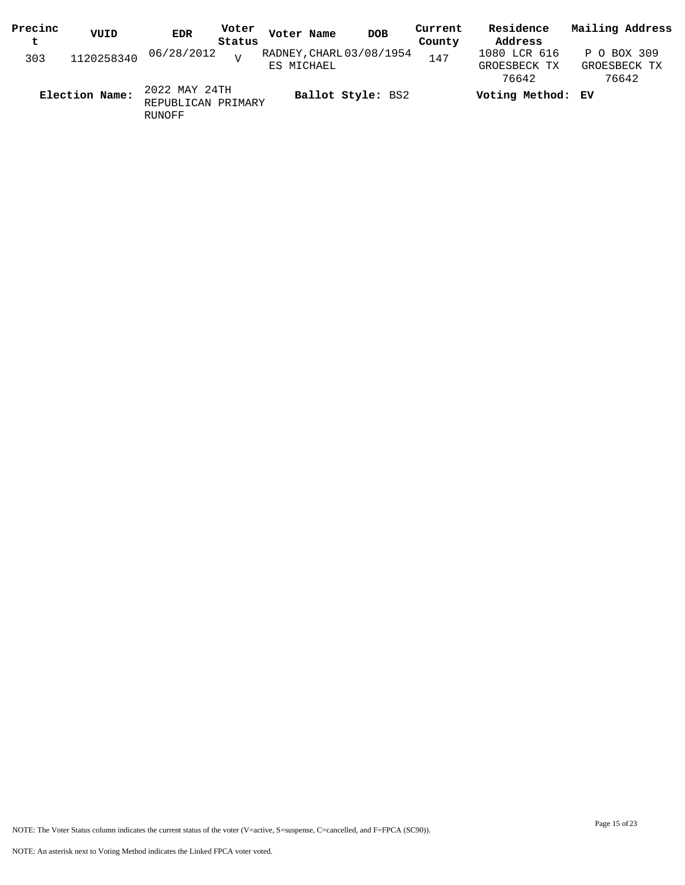| Precinct | VUID | EDR | Voter Status | Voter Name | DOB | Current County | Residence Address | Mailing Address |
| --- | --- | --- | --- | --- | --- | --- | --- | --- |
| 303 | 1120258340 | 06/28/2012 | V | RADNEY, CHARLES MICHAEL | 03/08/1954 | 147 | 1080 LCR 616 GROESBECK TX 76642 | P O BOX 309 GROESBECK TX 76642 |

**Election Name:** 2022 MAY 24TH REPUBLICAN PRIMARY RUNOFF **Ballot Style:** BS2 **Voting Method:** **EV**

NOTE: The Voter Status column indicates the current status of the voter (V=active, S=suspense, C=cancelled, and F=FPCA (SC90)).

NOTE: An asterisk next to Voting Method indicates the Linked FPCA voter voted.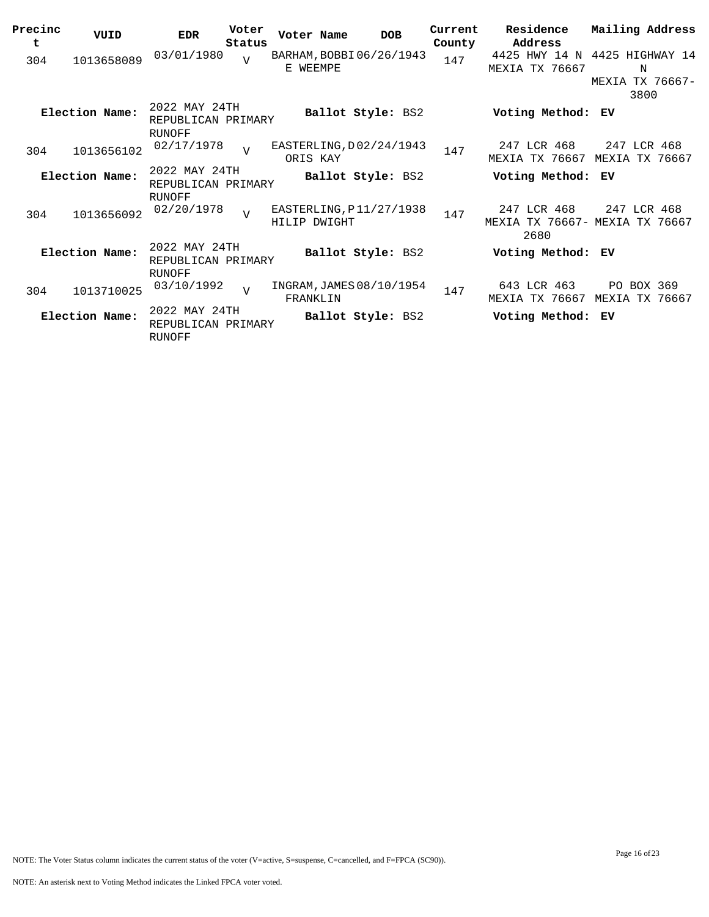| Precinct | VUID | EDR | Voter Status | Voter Name | DOB | Current County | Residence Address | Mailing Address |
|---|---|---|---|---|---|---|---|---|
| 304 | 1013658089 | 03/01/1980 | V | BARHAM,BOBBIE WEEMPE | 06/26/1943 | 147 | 4425 HWY 14 N MEXIA TX 76667 | 4425 HIGHWAY 14 N MEXIA TX 76667-3800 |
| **Election Name:** | | 2022 MAY 24TH REPUBLICAN PRIMARY RUNOFF | | **Ballot Style:** BS2 | | | **Voting Method:** EV | |
| 304 | 1013656102 | 02/17/1978 | V | EASTERLING,DORIS KAY | 02/24/1943 | 147 | 247 LCR 468 MEXIA TX 76667 | 247 LCR 468 MEXIA TX 76667 |
| **Election Name:** | | 2022 MAY 24TH REPUBLICAN PRIMARY RUNOFF | | **Ballot Style:** BS2 | | | **Voting Method:** EV | |
| 304 | 1013656092 | 02/20/1978 | V | EASTERLING,PHILIP DWIGHT | 11/27/1938 | 147 | 247 LCR 468 MEXIA TX 76667-2680 | 247 LCR 468 MEXIA TX 76667 |
| **Election Name:** | | 2022 MAY 24TH REPUBLICAN PRIMARY RUNOFF | | **Ballot Style:** BS2 | | | **Voting Method:** EV | |
| 304 | 1013710025 | 03/10/1992 | V | INGRAM,JAMES FRANKLIN | 08/10/1954 | 147 | 643 LCR 463 MEXIA TX 76667 | PO BOX 369 MEXIA TX 76667 |
| **Election Name:** | | 2022 MAY 24TH REPUBLICAN PRIMARY RUNOFF | | **Ballot Style:** BS2 | | | **Voting Method:** EV | |

NOTE: The Voter Status column indicates the current status of the voter (V=active, S=suspense, C=cancelled, and F=FPCA (SC90)).

NOTE: An asterisk next to Voting Method indicates the Linked FPCA voter voted.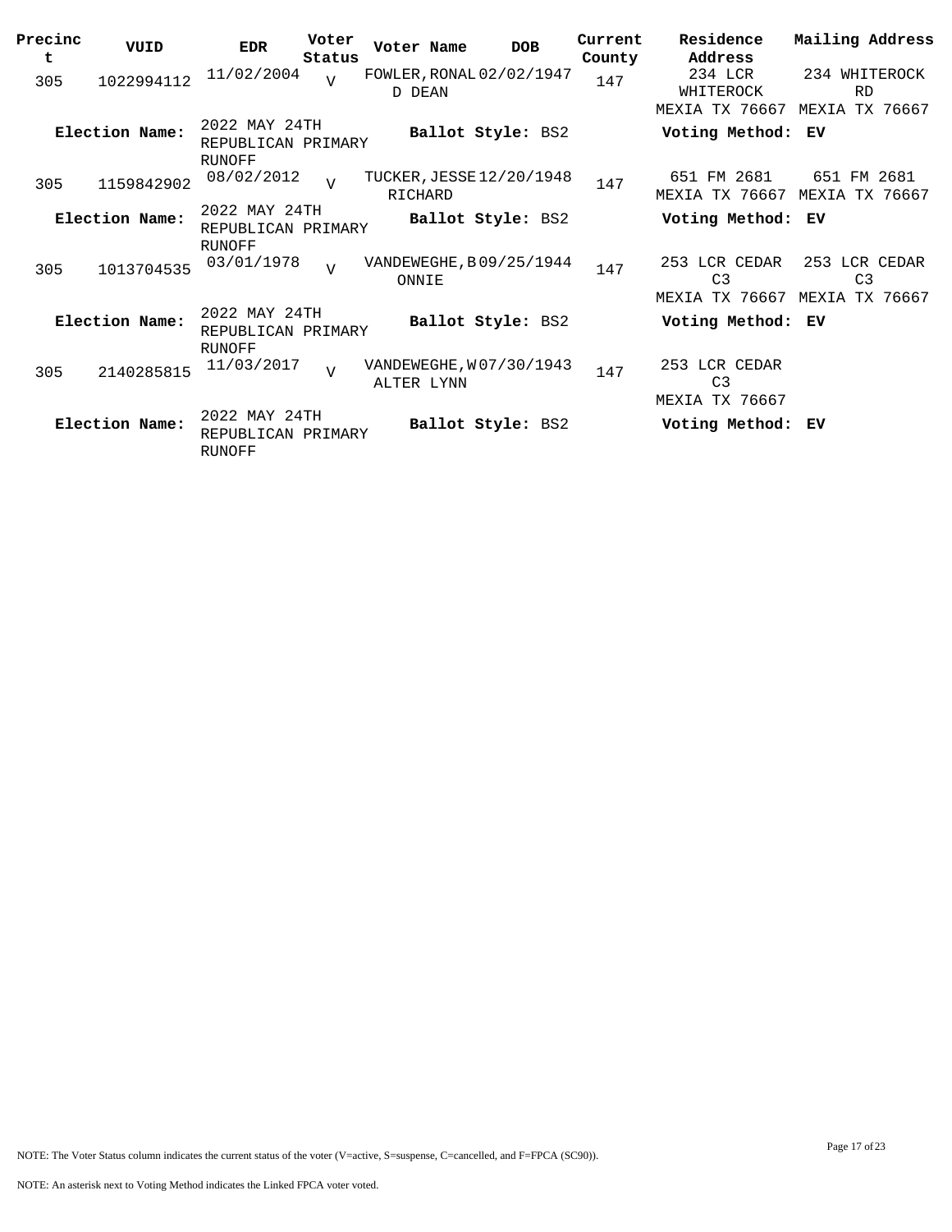| Precinct | VUID | EDR | Voter Status | Voter Name | DOB | Current County | Residence Address | Mailing Address |
|---|---|---|---|---|---|---|---|---|
| 305 | 1022994112 | 11/02/2004 | V | FOWLER, RONALD DEAN | 02/02/1947 | 147 | 234 LCR WHITEROCK MEXIA TX 76667 | 234 WHITEROCK RD MEXIA TX 76667 |
| **Election Name:** | | 2022 MAY 24TH REPUBLICAN PRIMARY RUNOFF | | **Ballot Style:** BS2 | | | **Voting Method:** | **EV** |
| 305 | 1159842902 | 08/02/2012 | V | TUCKER, JESSE RICHARD | 12/20/1948 | 147 | 651 FM 2681 MEXIA TX 76667 | 651 FM 2681 MEXIA TX 76667 |
| **Election Name:** | | 2022 MAY 24TH REPUBLICAN PRIMARY RUNOFF | | **Ballot Style:** BS2 | | | **Voting Method:** | **EV** |
| 305 | 1013704535 | 03/01/1978 | V | VANDEWEGHE, BONNIE | 09/25/1944 | 147 | 253 LCR CEDAR C3 MEXIA TX 76667 | 253 LCR CEDAR C3 MEXIA TX 76667 |
| **Election Name:** | | 2022 MAY 24TH REPUBLICAN PRIMARY RUNOFF | | **Ballot Style:** BS2 | | | **Voting Method:** | **EV** |
| 305 | 2140285815 | 11/03/2017 | V | VANDEWEGHE, WALTER LYNN | 07/30/1943 | 147 | 253 LCR CEDAR C3 MEXIA TX 76667 | |
| **Election Name:** | | 2022 MAY 24TH REPUBLICAN PRIMARY RUNOFF | | **Ballot Style:** BS2 | | | **Voting Method:** | **EV** |

NOTE: The Voter Status column indicates the current status of the voter (V=active, S=suspense, C=cancelled, and F=FPCA (SC90)).

NOTE: An asterisk next to Voting Method indicates the Linked FPCA voter voted.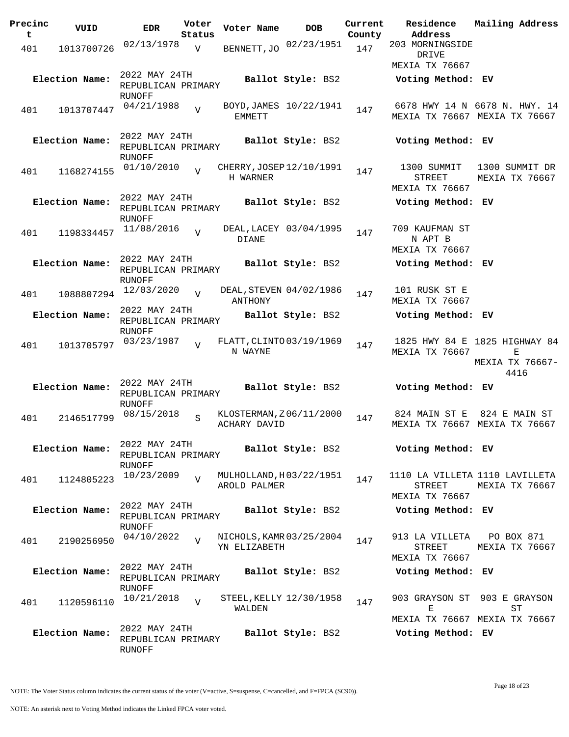| Precinct | VUID | EDR | Voter Status | Voter Name | DOB | Current County | Residence Address | Mailing Address |
|---|---|---|---|---|---|---|---|---|
| 401 | 1013700726 | 02/13/1978 | V | BENNETT, JO | 02/23/1951 | 147 | 203 MORNINGSIDE DRIVE MEXIA TX 76667 | |
| **Election Name:** | | 2022 MAY 24TH REPUBLICAN PRIMARY RUNOFF | | **Ballot Style:** BS2 | | | **Voting Method:** EV | |
| 401 | 1013707447 | 04/21/1988 | V | BOYD, JAMES EMMETT | 10/22/1941 | 147 | 6678 HWY 14 N MEXIA TX 76667 | 6678 N. HWY. 14 MEXIA TX 76667 |
| **Election Name:** | | 2022 MAY 24TH REPUBLICAN PRIMARY RUNOFF | | **Ballot Style:** BS2 | | | **Voting Method:** EV | |
| 401 | 1168274155 | 01/10/2010 | V | CHERRY, JOSEPH WARNER | 12/10/1991 | 147 | 1300 SUMMIT STREET MEXIA TX 76667 | 1300 SUMMIT DR MEXIA TX 76667 |
| **Election Name:** | | 2022 MAY 24TH REPUBLICAN PRIMARY RUNOFF | | **Ballot Style:** BS2 | | | **Voting Method:** EV | |
| 401 | 1198334457 | 11/08/2016 | V | DEAL, LACEY DIANE | 03/04/1995 | 147 | 709 KAUFMAN ST N APT B MEXIA TX 76667 | |
| **Election Name:** | | 2022 MAY 24TH REPUBLICAN PRIMARY RUNOFF | | **Ballot Style:** BS2 | | | **Voting Method:** EV | |
| 401 | 1088807294 | 12/03/2020 | V | DEAL, STEVEN ANTHONY | 04/02/1986 | 147 | 101 RUSK ST E MEXIA TX 76667 | |
| **Election Name:** | | 2022 MAY 24TH REPUBLICAN PRIMARY RUNOFF | | **Ballot Style:** BS2 | | | **Voting Method:** EV | |
| 401 | 1013705797 | 03/23/1987 | V | FLATT, CLINTON WAYNE | 03/19/1969 | 147 | 1825 HWY 84 E MEXIA TX 76667 | 1825 HIGHWAY 84 E MEXIA TX 76667-4416 |
| **Election Name:** | | 2022 MAY 24TH REPUBLICAN PRIMARY RUNOFF | | **Ballot Style:** BS2 | | | **Voting Method:** EV | |
| 401 | 2146517799 | 08/15/2018 | S | KLOSTERMAN, ZACHARY DAVID | 06/11/2000 | 147 | 824 MAIN ST E MEXIA TX 76667 | 824 E MAIN ST MEXIA TX 76667 |
| **Election Name:** | | 2022 MAY 24TH REPUBLICAN PRIMARY RUNOFF | | **Ballot Style:** BS2 | | | **Voting Method:** EV | |
| 401 | 1124805223 | 10/23/2009 | V | MULHOLLAND, HAROLD PALMER | 03/22/1951 | 147 | 1110 LA VILLETA STREET MEXIA TX 76667 | 1110 LAVILLETA MEXIA TX 76667 |
| **Election Name:** | | 2022 MAY 24TH REPUBLICAN PRIMARY RUNOFF | | **Ballot Style:** BS2 | | | **Voting Method:** EV | |
| 401 | 2190256950 | 04/10/2022 | V | NICHOLS, KAMRYN ELIZABETH | 03/25/2004 | 147 | 913 LA VILLETA STREET MEXIA TX 76667 | PO BOX 871 MEXIA TX 76667 |
| **Election Name:** | | 2022 MAY 24TH REPUBLICAN PRIMARY RUNOFF | | **Ballot Style:** BS2 | | | **Voting Method:** EV | |
| 401 | 1120596110 | 10/21/2018 | V | STEEL, KELLY WALDEN | 12/30/1958 | 147 | 903 GRAYSON ST E MEXIA TX 76667 | 903 E GRAYSON ST MEXIA TX 76667 |
| **Election Name:** | | 2022 MAY 24TH REPUBLICAN PRIMARY RUNOFF | | **Ballot Style:** BS2 | | | **Voting Method:** EV | |

NOTE: The Voter Status column indicates the current status of the voter (V=active, S=suspense, C=cancelled, and F=FPCA (SC90)).

NOTE: An asterisk next to Voting Method indicates the Linked FPCA voter voted.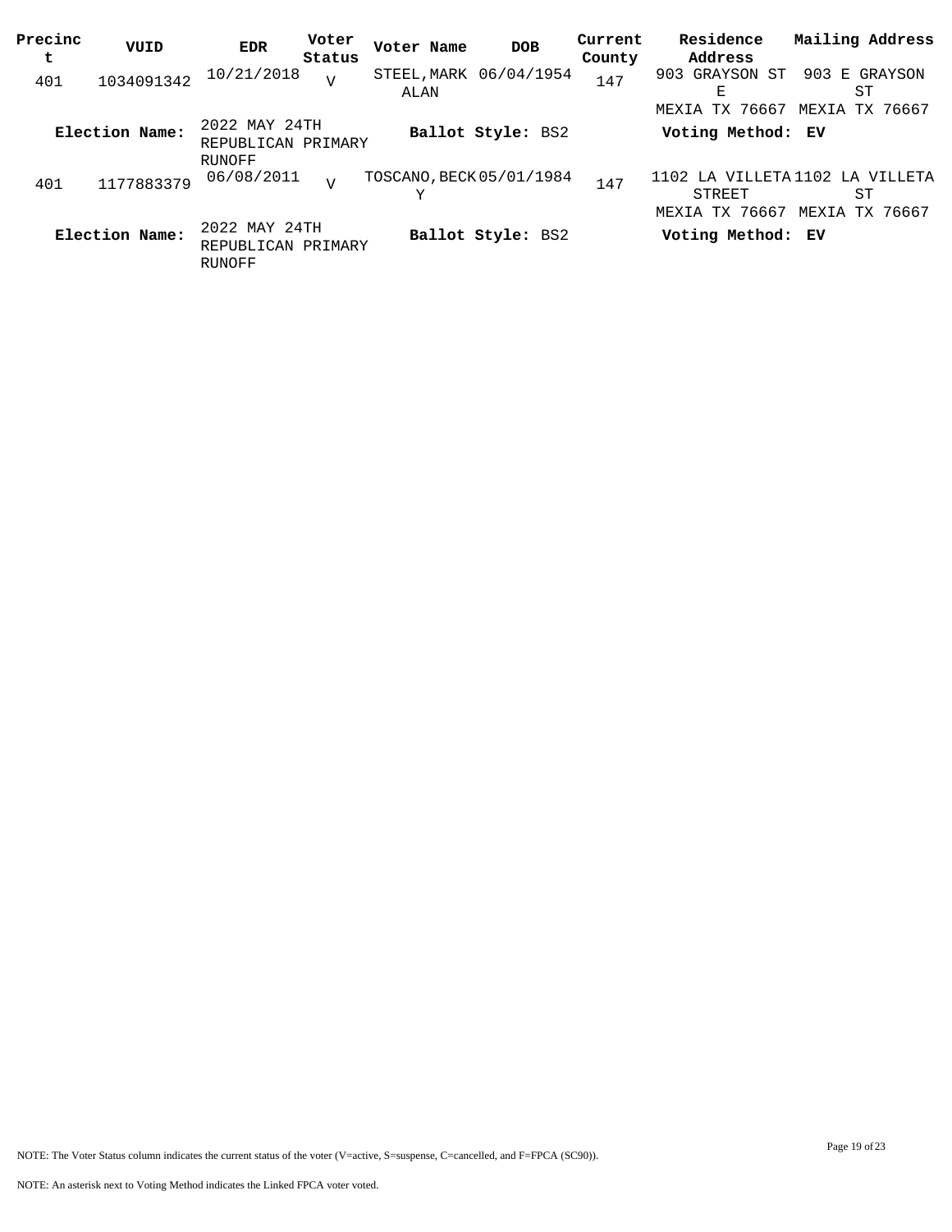| Precinct | VUID | EDR | Voter Status | Voter Name | DOB | Current County | Residence Address | Mailing Address |
|---|---|---|---|---|---|---|---|---|
| 401 | 1034091342 | 10/21/2018 | V | STEEL,MARK ALAN | 06/04/1954 | 147 | 903 GRAYSON ST E MEXIA TX 76667 | 903 E GRAYSON ST MEXIA TX 76667 |
| **Election Name:** | | 2022 MAY 24TH REPUBLICAN PRIMARY RUNOFF | | **Ballot Style:** BS2 | | | **Voting Method:** **EV** | |
| 401 | 1177883379 | 06/08/2011 | V | TOSCANO,BECKY | 05/01/1984 | 147 | 1102 LA VILLETA STREET MEXIA TX 76667 | 1102 LA VILLETA ST MEXIA TX 76667 |
| **Election Name:** | | 2022 MAY 24TH REPUBLICAN PRIMARY RUNOFF | | **Ballot Style:** BS2 | | | **Voting Method:** **EV** | |

NOTE: The Voter Status column indicates the current status of the voter (V=active, S=suspense, C=cancelled, and F=FPCA (SC90)).

NOTE: An asterisk next to Voting Method indicates the Linked FPCA voter voted.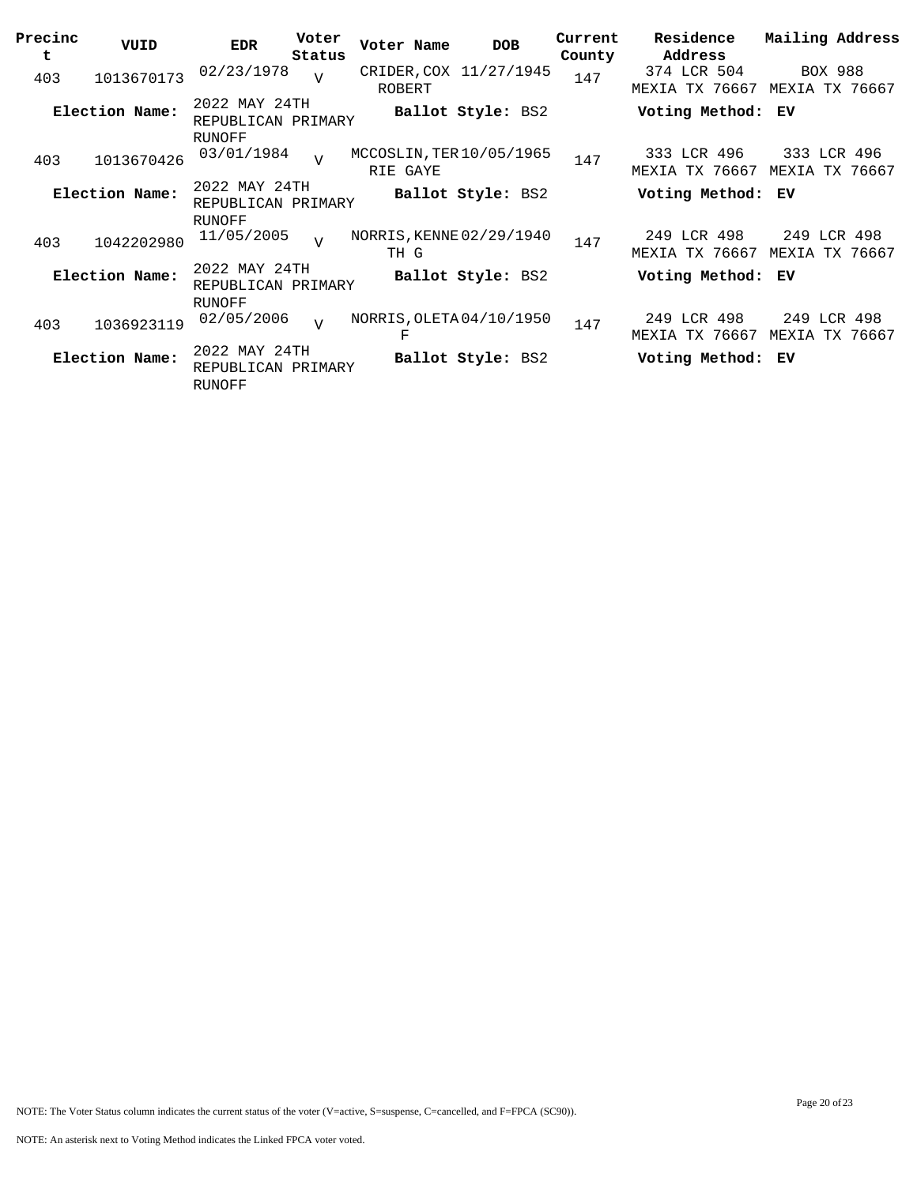| Precinct | VUID | EDR | Voter Status | Voter Name | DOB | Current County | Residence Address | Mailing Address |
|---|---|---|---|---|---|---|---|---|
| 403 | 1013670173 | 02/23/1978 | V | CRIDER,COX ROBERT | 11/27/1945 | 147 | 374 LCR 504 MEXIA TX 76667 | BOX 988 MEXIA TX 76667 |
| **Election Name:** | | 2022 MAY 24TH REPUBLICAN PRIMARY RUNOFF | | **Ballot Style:** BS2 | | | **Voting Method:** EV | |
| 403 | 1013670426 | 03/01/1984 | V | MCCOSLIN,TERRIE GAYE | 10/05/1965 | 147 | 333 LCR 496 MEXIA TX 76667 | 333 LCR 496 MEXIA TX 76667 |
| **Election Name:** | | 2022 MAY 24TH REPUBLICAN PRIMARY RUNOFF | | **Ballot Style:** BS2 | | | **Voting Method:** EV | |
| 403 | 1042202980 | 11/05/2005 | V | NORRIS,KENNETH G | 02/29/1940 | 147 | 249 LCR 498 MEXIA TX 76667 | 249 LCR 498 MEXIA TX 76667 |
| **Election Name:** | | 2022 MAY 24TH REPUBLICAN PRIMARY RUNOFF | | **Ballot Style:** BS2 | | | **Voting Method:** EV | |
| 403 | 1036923119 | 02/05/2006 | V | NORRIS,OLETA F | 04/10/1950 | 147 | 249 LCR 498 MEXIA TX 76667 | 249 LCR 498 MEXIA TX 76667 |
| **Election Name:** | | 2022 MAY 24TH REPUBLICAN PRIMARY RUNOFF | | **Ballot Style:** BS2 | | | **Voting Method:** EV | |

NOTE: The Voter Status column indicates the current status of the voter (V=active, S=suspense, C=cancelled, and F=FPCA (SC90)).

NOTE: An asterisk next to Voting Method indicates the Linked FPCA voter voted.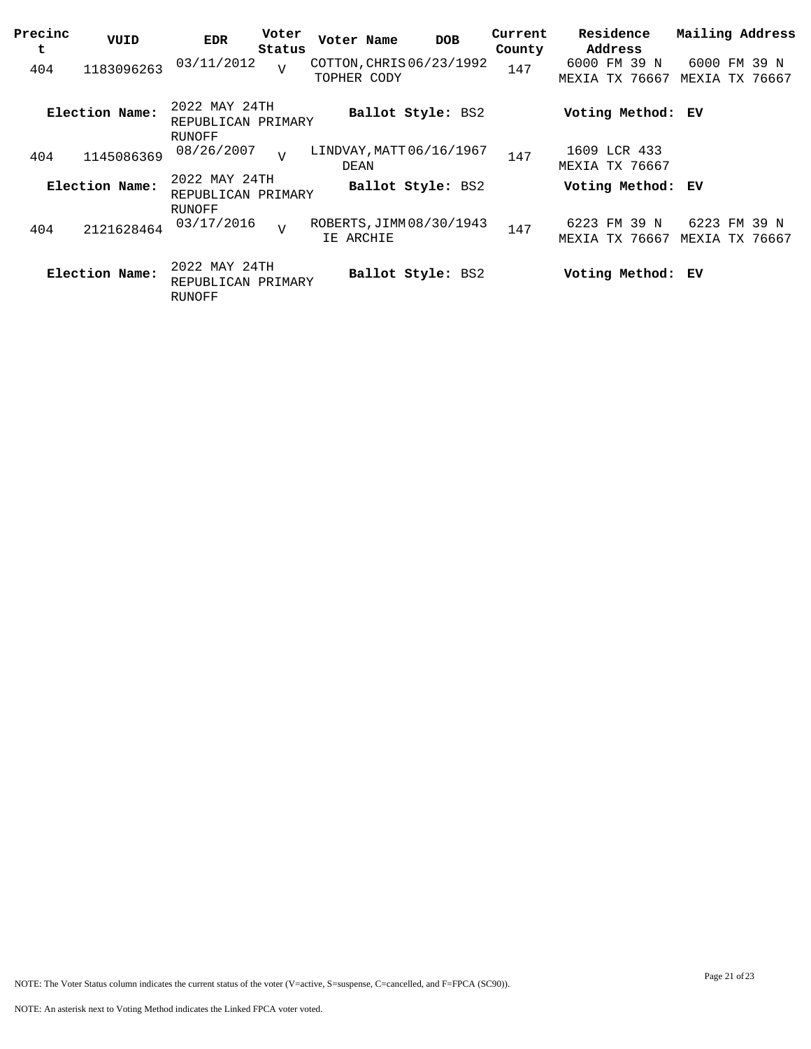| Precinct | VUID | EDR | Voter Status | Voter Name | DOB | Current County | Residence Address | Mailing Address |
|---|---|---|---|---|---|---|---|---|
| 404 | 1183096263 | 03/11/2012 | V | COTTON,CHRISTOPHER CODY | 06/23/1992 | 147 | 6000 FM 39 N MEXIA TX 76667 | 6000 FM 39 N MEXIA TX 76667 |
| **Election Name:** | 2022 MAY 24TH REPUBLICAN PRIMARY RUNOFF | | | **Ballot Style:** BS2 | | | **Voting Method:** EV | |
| 404 | 1145086369 | 08/26/2007 | V | LINDVAY,MATT DEAN | 06/16/1967 | 147 | 1609 LCR 433 MEXIA TX 76667 | |
| **Election Name:** | 2022 MAY 24TH REPUBLICAN PRIMARY RUNOFF | | | **Ballot Style:** BS2 | | | **Voting Method:** EV | |
| 404 | 2121628464 | 03/17/2016 | V | ROBERTS,JIMMIE ARCHIE | 08/30/1943 | 147 | 6223 FM 39 N MEXIA TX 76667 | 6223 FM 39 N MEXIA TX 76667 |
| **Election Name:** | 2022 MAY 24TH REPUBLICAN PRIMARY RUNOFF | | | **Ballot Style:** BS2 | | | **Voting Method:** EV | |

NOTE: The Voter Status column indicates the current status of the voter (V=active, S=suspense, C=cancelled, and F=FPCA (SC90)).

NOTE: An asterisk next to Voting Method indicates the Linked FPCA voter voted.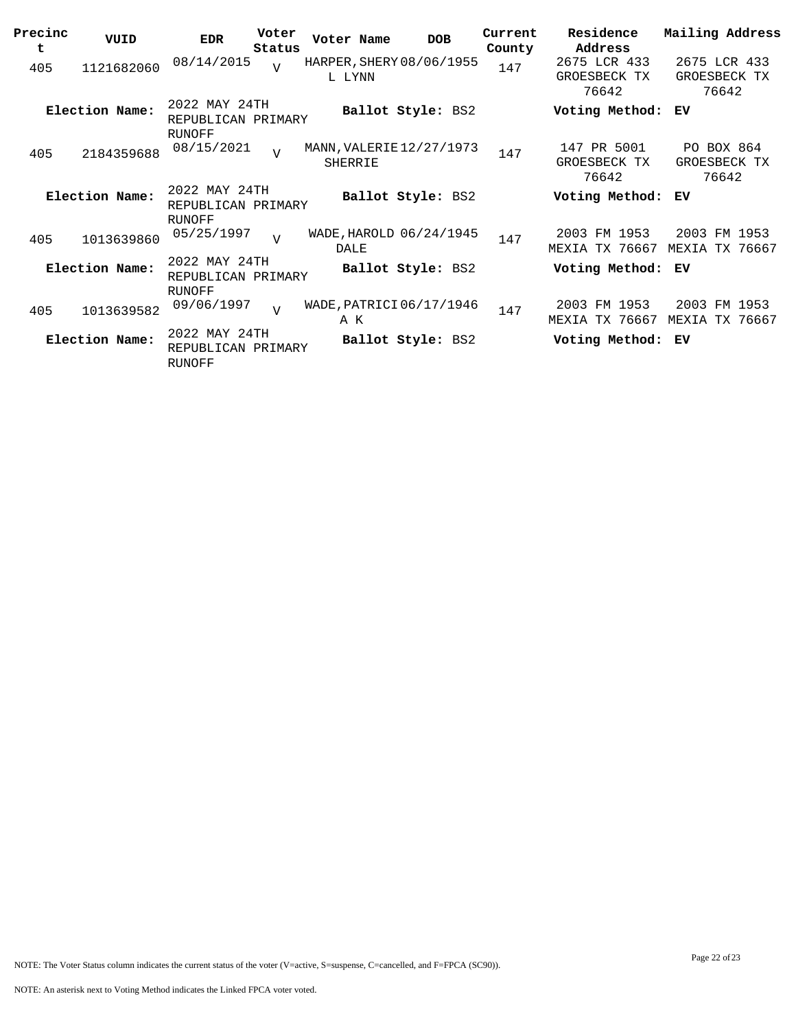| Precinct | VUID | EDR | Voter Status | Voter Name | DOB | Current County | Residence Address | Mailing Address |
|---|---|---|---|---|---|---|---|---|
| 405 | 1121682060 | 08/14/2015 | V | HARPER, SHERYL LYNN | 08/06/1955 | 147 | 2675 LCR 433 GROESBECK TX 76642 | 2675 LCR 433 GROESBECK TX 76642 |
| **Election Name:** | | 2022 MAY 24TH REPUBLICAN PRIMARY RUNOFF | | **Ballot Style:** BS2 | | | **Voting Method:** EV | |
| 405 | 2184359688 | 08/15/2021 | V | MANN, VALERIE SHERRIE | 12/27/1973 | 147 | 147 PR 5001 GROESBECK TX 76642 | PO BOX 864 GROESBECK TX 76642 |
| **Election Name:** | | 2022 MAY 24TH REPUBLICAN PRIMARY RUNOFF | | **Ballot Style:** BS2 | | | **Voting Method:** EV | |
| 405 | 1013639860 | 05/25/1997 | V | WADE, HAROLD DALE | 06/24/1945 | 147 | 2003 FM 1953 MEXIA TX 76667 | 2003 FM 1953 MEXIA TX 76667 |
| **Election Name:** | | 2022 MAY 24TH REPUBLICAN PRIMARY RUNOFF | | **Ballot Style:** BS2 | | | **Voting Method:** EV | |
| 405 | 1013639582 | 09/06/1997 | V | WADE, PATRICIA K | 06/17/1946 | 147 | 2003 FM 1953 MEXIA TX 76667 | 2003 FM 1953 MEXIA TX 76667 |
| **Election Name:** | | 2022 MAY 24TH REPUBLICAN PRIMARY RUNOFF | | **Ballot Style:** BS2 | | | **Voting Method:** EV | |

NOTE: The Voter Status column indicates the current status of the voter (V=active, S=suspense, C=cancelled, and F=FPCA (SC90)).

NOTE: An asterisk next to Voting Method indicates the Linked FPCA voter voted.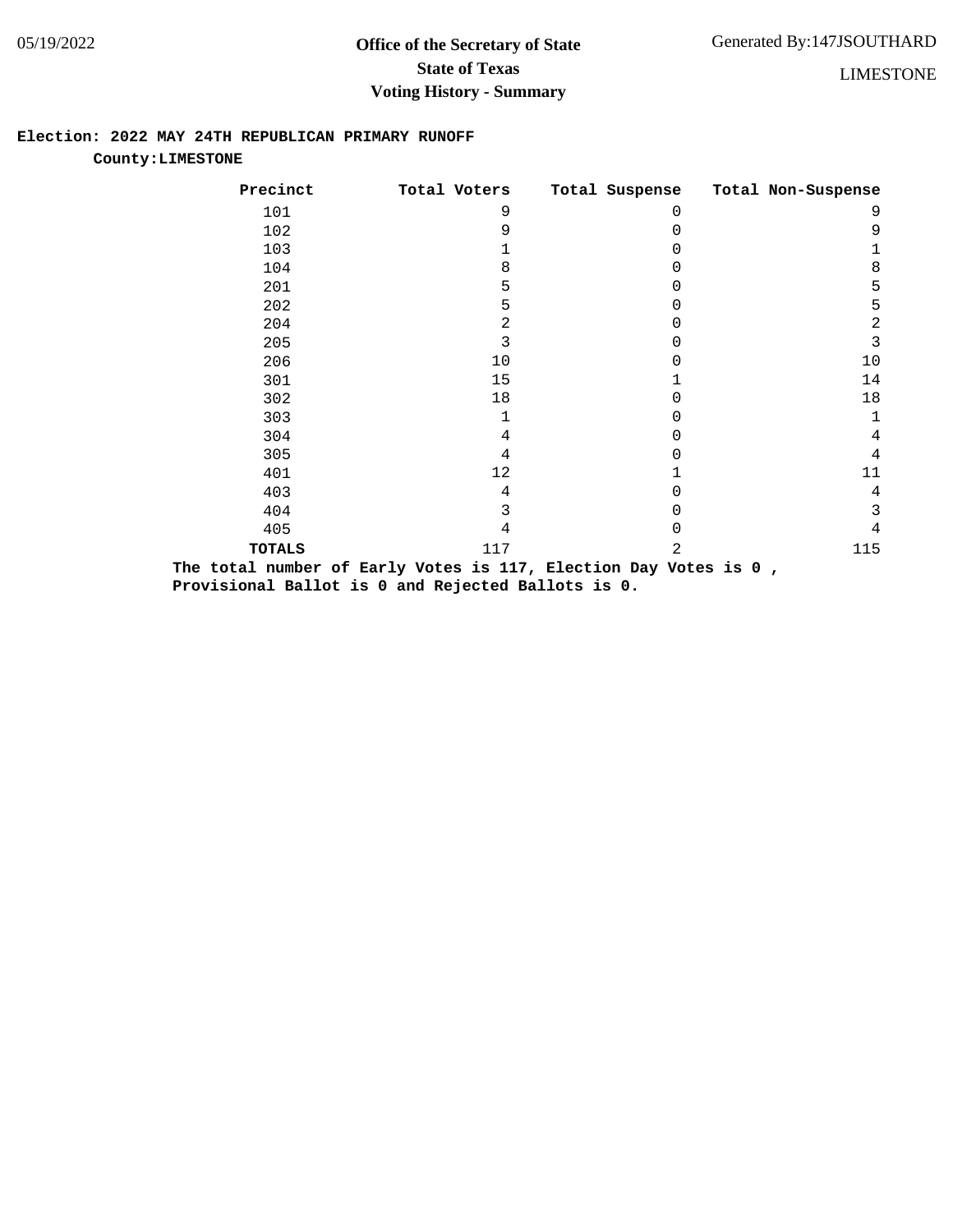05/19/2022

**Office of the Secretary of State**
**State of Texas**
**Voting History - Summary**

Generated By:147JSOUTHARD

LIMESTONE

**Election: 2022 MAY 24TH REPUBLICAN PRIMARY RUNOFF**

**County:LIMESTONE**

| Precinct | Total Voters | Total Suspense | Total Non-Suspense |
|---|---|---|---|
| 101 | 9 | 0 | 9 |
| 102 | 9 | 0 | 9 |
| 103 | 1 | 0 | 1 |
| 104 | 8 | 0 | 8 |
| 201 | 5 | 0 | 5 |
| 202 | 5 | 0 | 5 |
| 204 | 2 | 0 | 2 |
| 205 | 3 | 0 | 3 |
| 206 | 10 | 0 | 10 |
| 301 | 15 | 1 | 14 |
| 302 | 18 | 0 | 18 |
| 303 | 1 | 0 | 1 |
| 304 | 4 | 0 | 4 |
| 305 | 4 | 0 | 4 |
| 401 | 12 | 1 | 11 |
| 403 | 4 | 0 | 4 |
| 404 | 3 | 0 | 3 |
| 405 | 4 | 0 | 4 |
| **TOTALS** | 117 | 2 | 115 |

**The total number of Early Votes is 117, Election Day Votes is 0 , Provisional Ballot is 0 and Rejected Ballots is 0.**